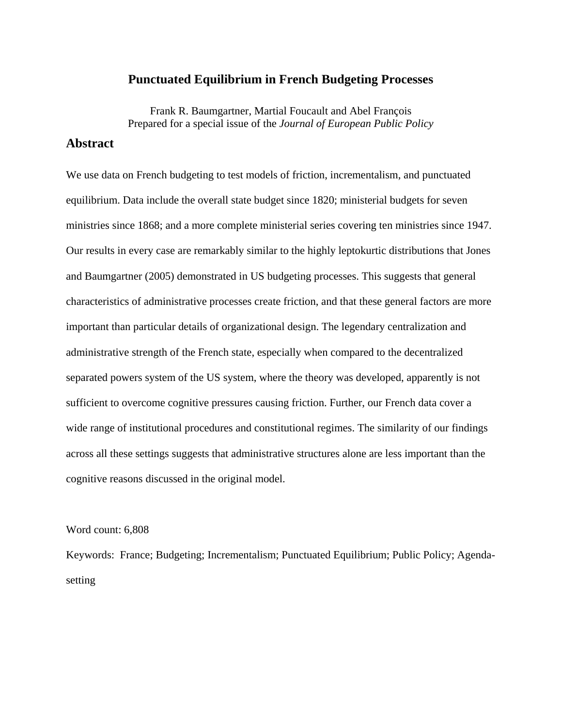# Punctuated Equilibrium in French Budgeting Processes

Frank R. Baumgartner, Martial Foucault and Abel François
Prepared for a special issue of the *Journal of European Public Policy*

## Abstract

We use data on French budgeting to test models of friction, incrementalism, and punctuated equilibrium. Data include the overall state budget since 1820; ministerial budgets for seven ministries since 1868; and a more complete ministerial series covering ten ministries since 1947. Our results in every case are remarkably similar to the highly leptokurtic distributions that Jones and Baumgartner (2005) demonstrated in US budgeting processes. This suggests that general characteristics of administrative processes create friction, and that these general factors are more important than particular details of organizational design. The legendary centralization and administrative strength of the French state, especially when compared to the decentralized separated powers system of the US system, where the theory was developed, apparently is not sufficient to overcome cognitive pressures causing friction. Further, our French data cover a wide range of institutional procedures and constitutional regimes. The similarity of our findings across all these settings suggests that administrative structures alone are less important than the cognitive reasons discussed in the original model.

Word count: 6,808

Keywords: France; Budgeting; Incrementalism; Punctuated Equilibrium; Public Policy; Agenda-setting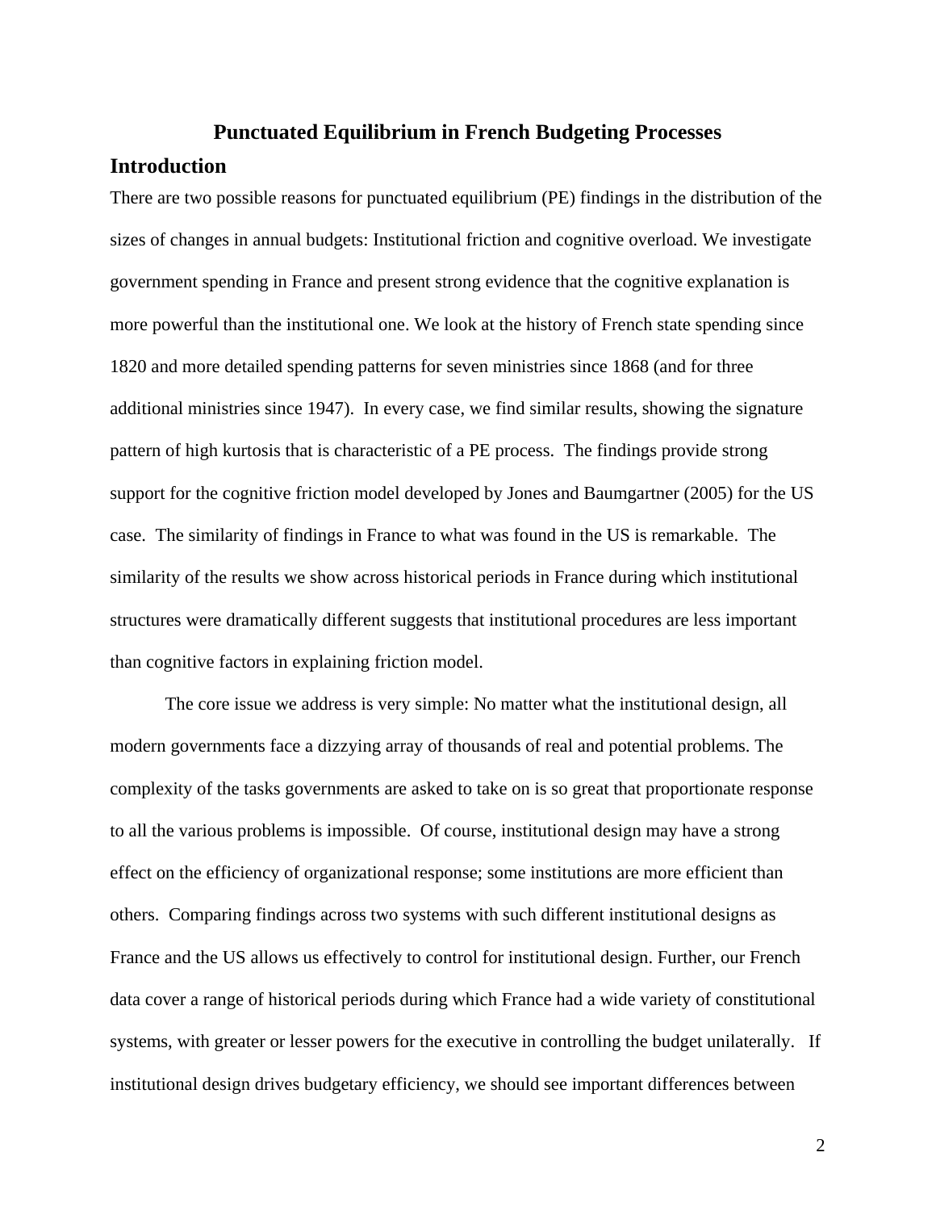# Punctuated Equilibrium in French Budgeting Processes

## Introduction

There are two possible reasons for punctuated equilibrium (PE) findings in the distribution of the sizes of changes in annual budgets: Institutional friction and cognitive overload. We investigate government spending in France and present strong evidence that the cognitive explanation is more powerful than the institutional one. We look at the history of French state spending since 1820 and more detailed spending patterns for seven ministries since 1868 (and for three additional ministries since 1947). In every case, we find similar results, showing the signature pattern of high kurtosis that is characteristic of a PE process. The findings provide strong support for the cognitive friction model developed by Jones and Baumgartner (2005) for the US case. The similarity of findings in France to what was found in the US is remarkable. The similarity of the results we show across historical periods in France during which institutional structures were dramatically different suggests that institutional procedures are less important than cognitive factors in explaining friction model.

The core issue we address is very simple: No matter what the institutional design, all modern governments face a dizzying array of thousands of real and potential problems. The complexity of the tasks governments are asked to take on is so great that proportionate response to all the various problems is impossible. Of course, institutional design may have a strong effect on the efficiency of organizational response; some institutions are more efficient than others. Comparing findings across two systems with such different institutional designs as France and the US allows us effectively to control for institutional design. Further, our French data cover a range of historical periods during which France had a wide variety of constitutional systems, with greater or lesser powers for the executive in controlling the budget unilaterally. If institutional design drives budgetary efficiency, we should see important differences between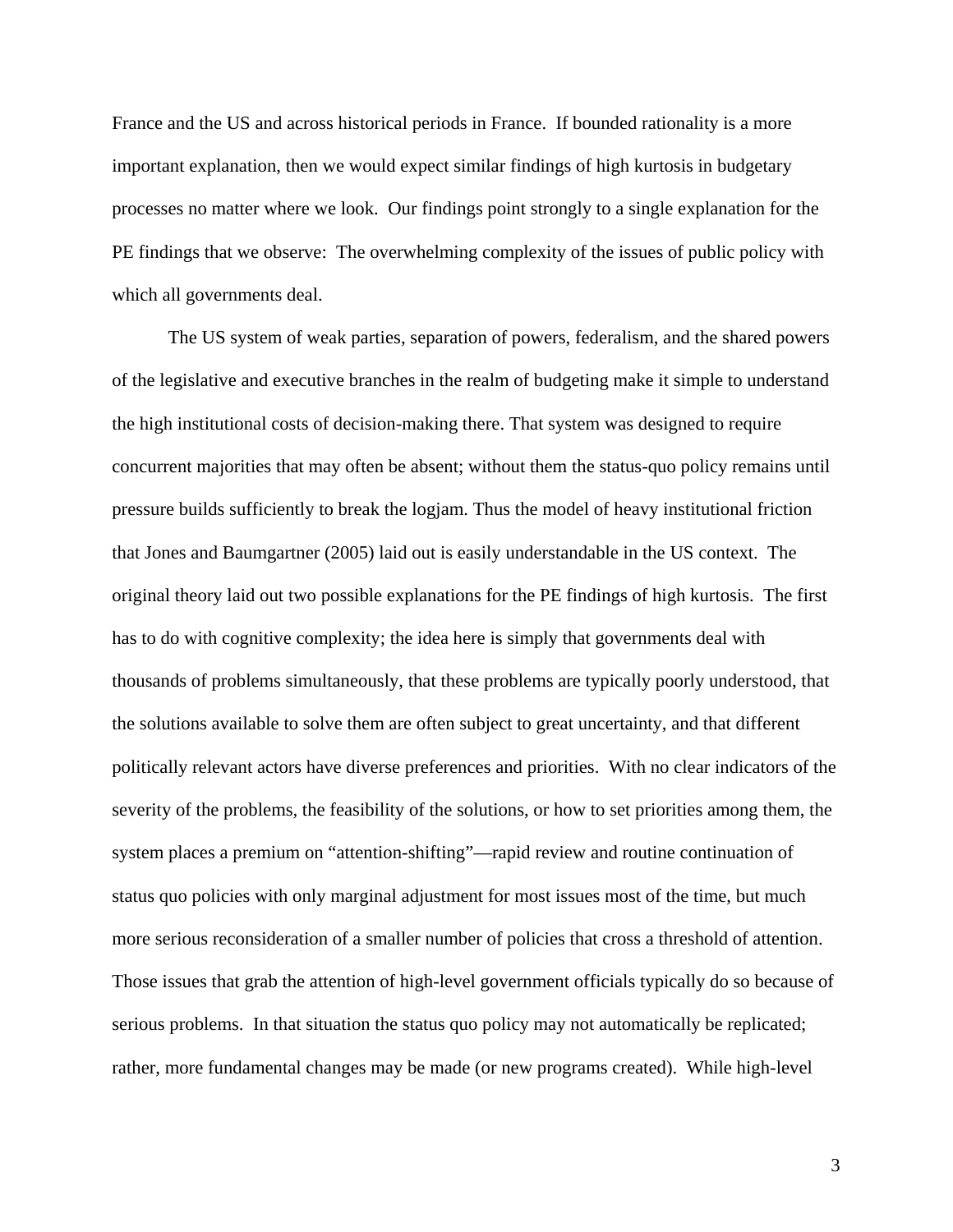France and the US and across historical periods in France. If bounded rationality is a more important explanation, then we would expect similar findings of high kurtosis in budgetary processes no matter where we look. Our findings point strongly to a single explanation for the PE findings that we observe: The overwhelming complexity of the issues of public policy with which all governments deal.

The US system of weak parties, separation of powers, federalism, and the shared powers of the legislative and executive branches in the realm of budgeting make it simple to understand the high institutional costs of decision-making there. That system was designed to require concurrent majorities that may often be absent; without them the status-quo policy remains until pressure builds sufficiently to break the logjam. Thus the model of heavy institutional friction that Jones and Baumgartner (2005) laid out is easily understandable in the US context. The original theory laid out two possible explanations for the PE findings of high kurtosis. The first has to do with cognitive complexity; the idea here is simply that governments deal with thousands of problems simultaneously, that these problems are typically poorly understood, that the solutions available to solve them are often subject to great uncertainty, and that different politically relevant actors have diverse preferences and priorities. With no clear indicators of the severity of the problems, the feasibility of the solutions, or how to set priorities among them, the system places a premium on "attention-shifting"—rapid review and routine continuation of status quo policies with only marginal adjustment for most issues most of the time, but much more serious reconsideration of a smaller number of policies that cross a threshold of attention. Those issues that grab the attention of high-level government officials typically do so because of serious problems. In that situation the status quo policy may not automatically be replicated; rather, more fundamental changes may be made (or new programs created). While high-level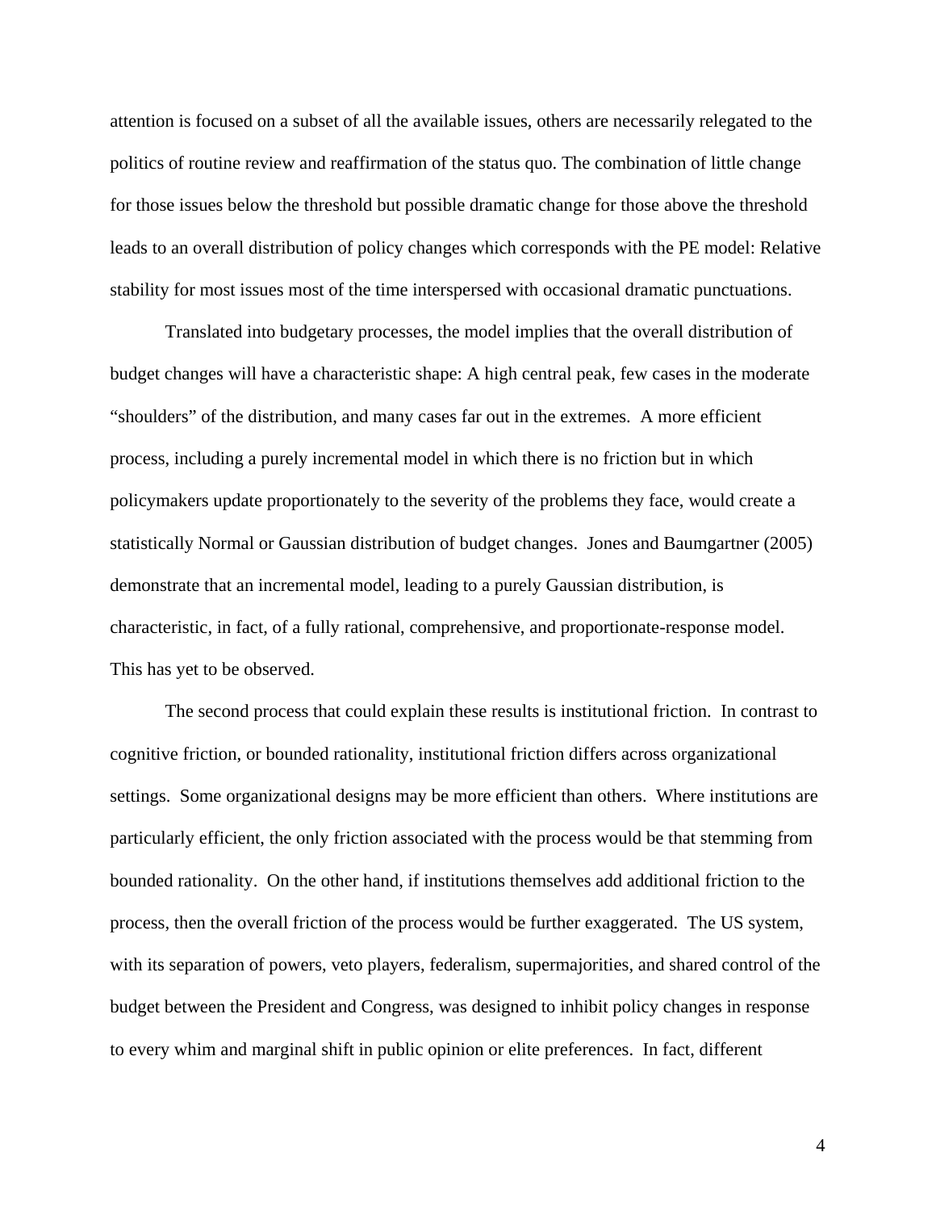attention is focused on a subset of all the available issues, others are necessarily relegated to the politics of routine review and reaffirmation of the status quo. The combination of little change for those issues below the threshold but possible dramatic change for those above the threshold leads to an overall distribution of policy changes which corresponds with the PE model: Relative stability for most issues most of the time interspersed with occasional dramatic punctuations.

Translated into budgetary processes, the model implies that the overall distribution of budget changes will have a characteristic shape: A high central peak, few cases in the moderate "shoulders" of the distribution, and many cases far out in the extremes. A more efficient process, including a purely incremental model in which there is no friction but in which policymakers update proportionately to the severity of the problems they face, would create a statistically Normal or Gaussian distribution of budget changes. Jones and Baumgartner (2005) demonstrate that an incremental model, leading to a purely Gaussian distribution, is characteristic, in fact, of a fully rational, comprehensive, and proportionate-response model. This has yet to be observed.

The second process that could explain these results is institutional friction. In contrast to cognitive friction, or bounded rationality, institutional friction differs across organizational settings. Some organizational designs may be more efficient than others. Where institutions are particularly efficient, the only friction associated with the process would be that stemming from bounded rationality. On the other hand, if institutions themselves add additional friction to the process, then the overall friction of the process would be further exaggerated. The US system, with its separation of powers, veto players, federalism, supermajorities, and shared control of the budget between the President and Congress, was designed to inhibit policy changes in response to every whim and marginal shift in public opinion or elite preferences. In fact, different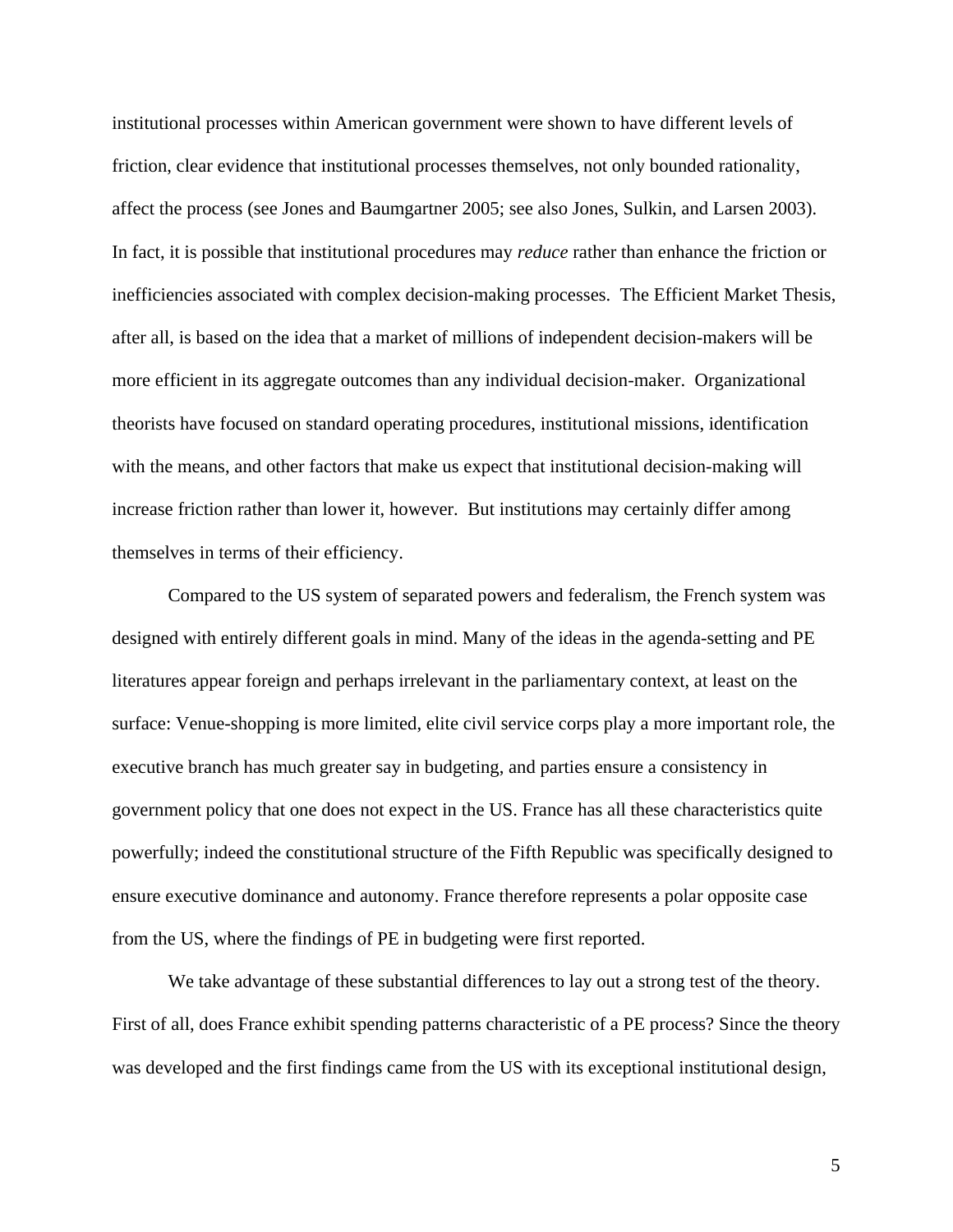institutional processes within American government were shown to have different levels of friction, clear evidence that institutional processes themselves, not only bounded rationality, affect the process (see Jones and Baumgartner 2005; see also Jones, Sulkin, and Larsen 2003). In fact, it is possible that institutional procedures may *reduce* rather than enhance the friction or inefficiencies associated with complex decision-making processes. The Efficient Market Thesis, after all, is based on the idea that a market of millions of independent decision-makers will be more efficient in its aggregate outcomes than any individual decision-maker. Organizational theorists have focused on standard operating procedures, institutional missions, identification with the means, and other factors that make us expect that institutional decision-making will increase friction rather than lower it, however. But institutions may certainly differ among themselves in terms of their efficiency.

Compared to the US system of separated powers and federalism, the French system was designed with entirely different goals in mind. Many of the ideas in the agenda-setting and PE literatures appear foreign and perhaps irrelevant in the parliamentary context, at least on the surface: Venue-shopping is more limited, elite civil service corps play a more important role, the executive branch has much greater say in budgeting, and parties ensure a consistency in government policy that one does not expect in the US. France has all these characteristics quite powerfully; indeed the constitutional structure of the Fifth Republic was specifically designed to ensure executive dominance and autonomy. France therefore represents a polar opposite case from the US, where the findings of PE in budgeting were first reported.

We take advantage of these substantial differences to lay out a strong test of the theory. First of all, does France exhibit spending patterns characteristic of a PE process? Since the theory was developed and the first findings came from the US with its exceptional institutional design,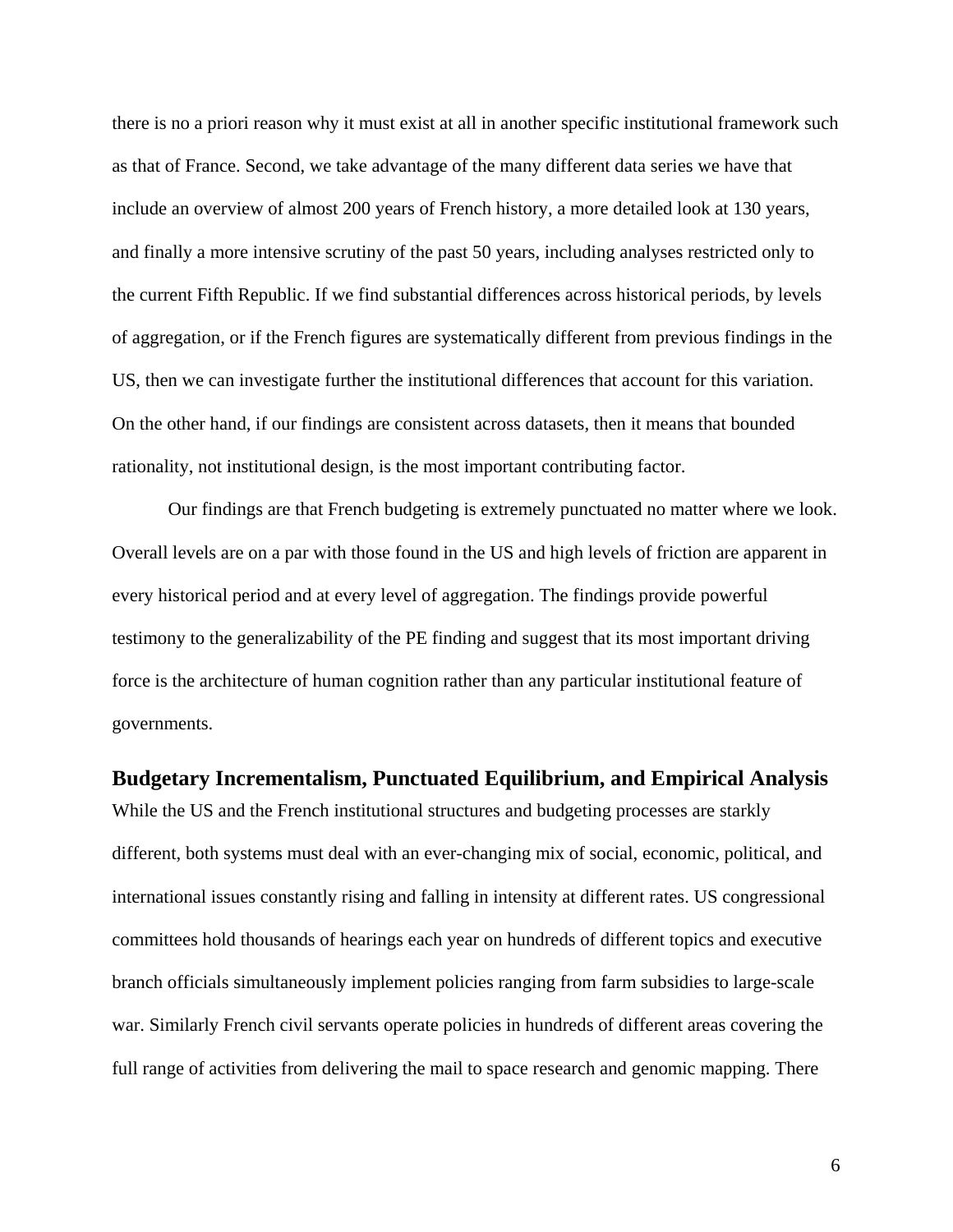there is no a priori reason why it must exist at all in another specific institutional framework such as that of France. Second, we take advantage of the many different data series we have that include an overview of almost 200 years of French history, a more detailed look at 130 years, and finally a more intensive scrutiny of the past 50 years, including analyses restricted only to the current Fifth Republic. If we find substantial differences across historical periods, by levels of aggregation, or if the French figures are systematically different from previous findings in the US, then we can investigate further the institutional differences that account for this variation. On the other hand, if our findings are consistent across datasets, then it means that bounded rationality, not institutional design, is the most important contributing factor.

Our findings are that French budgeting is extremely punctuated no matter where we look. Overall levels are on a par with those found in the US and high levels of friction are apparent in every historical period and at every level of aggregation. The findings provide powerful testimony to the generalizability of the PE finding and suggest that its most important driving force is the architecture of human cognition rather than any particular institutional feature of governments.

## Budgetary Incrementalism, Punctuated Equilibrium, and Empirical Analysis

While the US and the French institutional structures and budgeting processes are starkly different, both systems must deal with an ever-changing mix of social, economic, political, and international issues constantly rising and falling in intensity at different rates. US congressional committees hold thousands of hearings each year on hundreds of different topics and executive branch officials simultaneously implement policies ranging from farm subsidies to large-scale war. Similarly French civil servants operate policies in hundreds of different areas covering the full range of activities from delivering the mail to space research and genomic mapping. There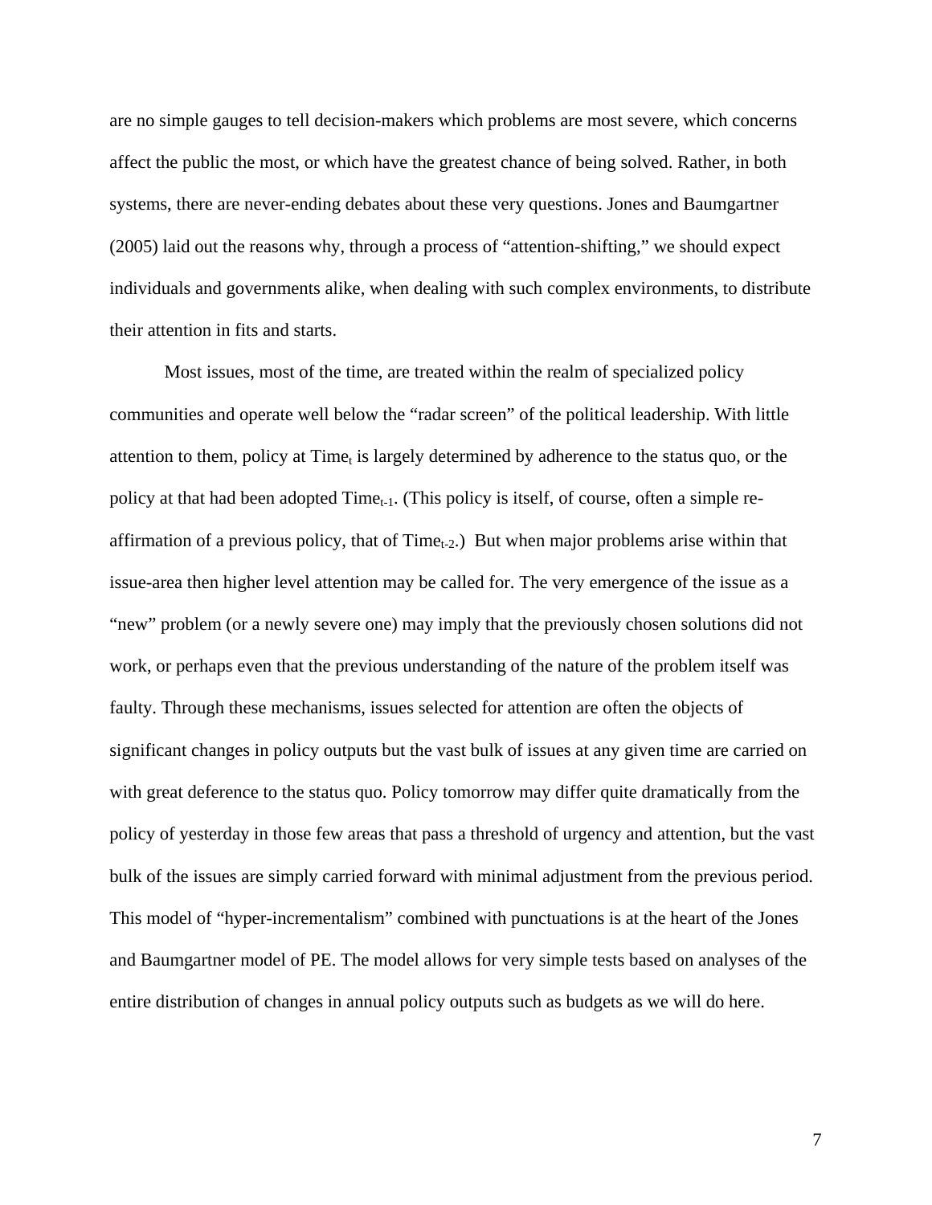are no simple gauges to tell decision-makers which problems are most severe, which concerns affect the public the most, or which have the greatest chance of being solved. Rather, in both systems, there are never-ending debates about these very questions. Jones and Baumgartner (2005) laid out the reasons why, through a process of "attention-shifting," we should expect individuals and governments alike, when dealing with such complex environments, to distribute their attention in fits and starts.

Most issues, most of the time, are treated within the realm of specialized policy communities and operate well below the "radar screen" of the political leadership. With little attention to them, policy at $Time_t$ is largely determined by adherence to the status quo, or the policy at that had been adopted $Time_{t-1}$. (This policy is itself, of course, often a simple re-affirmation of a previous policy, that of $Time_{t-2}$.) But when major problems arise within that issue-area then higher level attention may be called for. The very emergence of the issue as a "new" problem (or a newly severe one) may imply that the previously chosen solutions did not work, or perhaps even that the previous understanding of the nature of the problem itself was faulty. Through these mechanisms, issues selected for attention are often the objects of significant changes in policy outputs but the vast bulk of issues at any given time are carried on with great deference to the status quo. Policy tomorrow may differ quite dramatically from the policy of yesterday in those few areas that pass a threshold of urgency and attention, but the vast bulk of the issues are simply carried forward with minimal adjustment from the previous period. This model of "hyper-incrementalism" combined with punctuations is at the heart of the Jones and Baumgartner model of PE. The model allows for very simple tests based on analyses of the entire distribution of changes in annual policy outputs such as budgets as we will do here.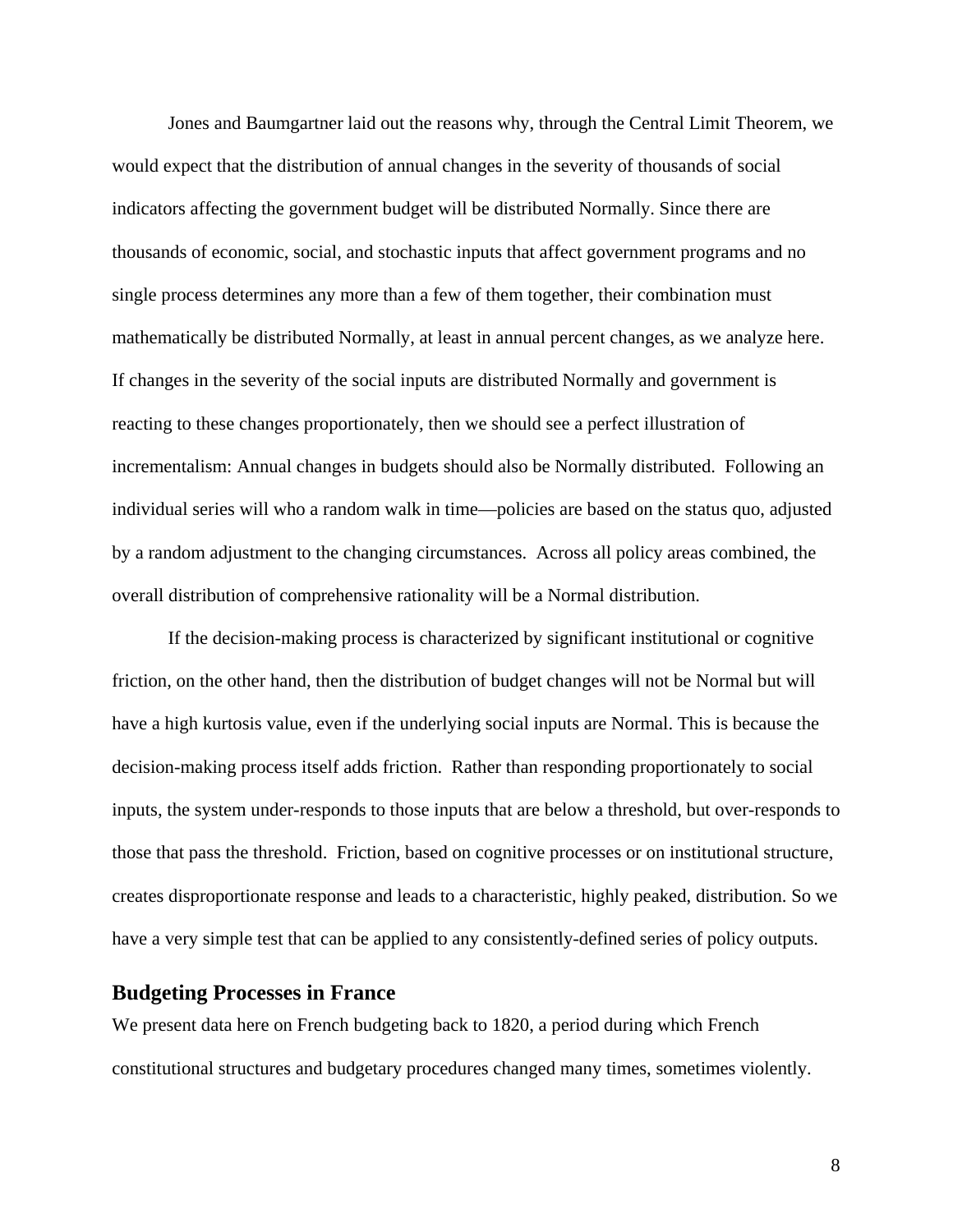Jones and Baumgartner laid out the reasons why, through the Central Limit Theorem, we would expect that the distribution of annual changes in the severity of thousands of social indicators affecting the government budget will be distributed Normally. Since there are thousands of economic, social, and stochastic inputs that affect government programs and no single process determines any more than a few of them together, their combination must mathematically be distributed Normally, at least in annual percent changes, as we analyze here. If changes in the severity of the social inputs are distributed Normally and government is reacting to these changes proportionately, then we should see a perfect illustration of incrementalism: Annual changes in budgets should also be Normally distributed. Following an individual series will who a random walk in time—policies are based on the status quo, adjusted by a random adjustment to the changing circumstances. Across all policy areas combined, the overall distribution of comprehensive rationality will be a Normal distribution.

If the decision-making process is characterized by significant institutional or cognitive friction, on the other hand, then the distribution of budget changes will not be Normal but will have a high kurtosis value, even if the underlying social inputs are Normal. This is because the decision-making process itself adds friction. Rather than responding proportionately to social inputs, the system under-responds to those inputs that are below a threshold, but over-responds to those that pass the threshold. Friction, based on cognitive processes or on institutional structure, creates disproportionate response and leads to a characteristic, highly peaked, distribution. So we have a very simple test that can be applied to any consistently-defined series of policy outputs.

## Budgeting Processes in France

We present data here on French budgeting back to 1820, a period during which French constitutional structures and budgetary procedures changed many times, sometimes violently.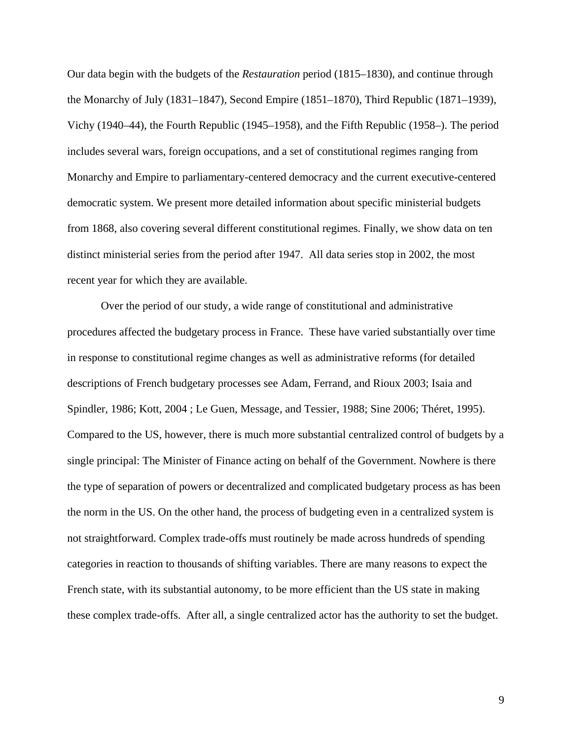Our data begin with the budgets of the *Restauration* period (1815–1830), and continue through the Monarchy of July (1831–1847), Second Empire (1851–1870), Third Republic (1871–1939), Vichy (1940–44), the Fourth Republic (1945–1958), and the Fifth Republic (1958–). The period includes several wars, foreign occupations, and a set of constitutional regimes ranging from Monarchy and Empire to parliamentary-centered democracy and the current executive-centered democratic system. We present more detailed information about specific ministerial budgets from 1868, also covering several different constitutional regimes. Finally, we show data on ten distinct ministerial series from the period after 1947. All data series stop in 2002, the most recent year for which they are available.

Over the period of our study, a wide range of constitutional and administrative procedures affected the budgetary process in France. These have varied substantially over time in response to constitutional regime changes as well as administrative reforms (for detailed descriptions of French budgetary processes see Adam, Ferrand, and Rioux 2003; Isaia and Spindler, 1986; Kott, 2004 ; Le Guen, Message, and Tessier, 1988; Sine 2006; Théret, 1995). Compared to the US, however, there is much more substantial centralized control of budgets by a single principal: The Minister of Finance acting on behalf of the Government. Nowhere is there the type of separation of powers or decentralized and complicated budgetary process as has been the norm in the US. On the other hand, the process of budgeting even in a centralized system is not straightforward. Complex trade-offs must routinely be made across hundreds of spending categories in reaction to thousands of shifting variables. There are many reasons to expect the French state, with its substantial autonomy, to be more efficient than the US state in making these complex trade-offs. After all, a single centralized actor has the authority to set the budget.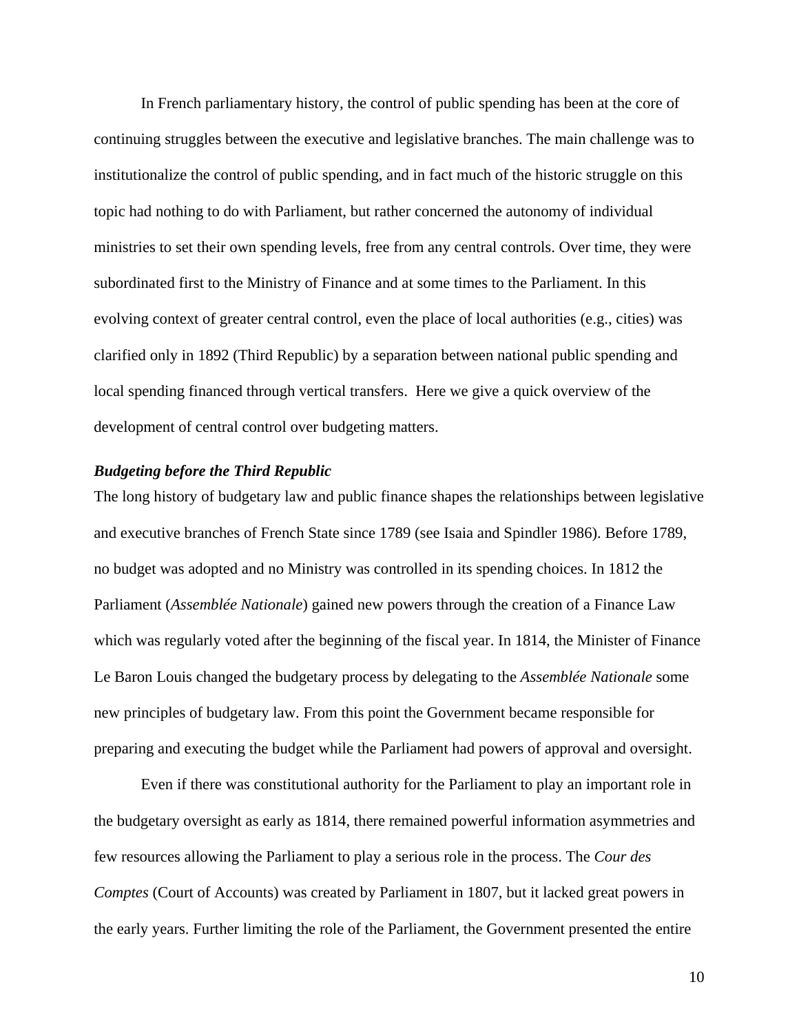In French parliamentary history, the control of public spending has been at the core of continuing struggles between the executive and legislative branches. The main challenge was to institutionalize the control of public spending, and in fact much of the historic struggle on this topic had nothing to do with Parliament, but rather concerned the autonomy of individual ministries to set their own spending levels, free from any central controls. Over time, they were subordinated first to the Ministry of Finance and at some times to the Parliament. In this evolving context of greater central control, even the place of local authorities (e.g., cities) was clarified only in 1892 (Third Republic) by a separation between national public spending and local spending financed through vertical transfers. Here we give a quick overview of the development of central control over budgeting matters.

### *Budgeting before the Third Republic*

The long history of budgetary law and public finance shapes the relationships between legislative and executive branches of French State since 1789 (see Isaia and Spindler 1986). Before 1789, no budget was adopted and no Ministry was controlled in its spending choices. In 1812 the Parliament (*Assemblée Nationale*) gained new powers through the creation of a Finance Law which was regularly voted after the beginning of the fiscal year. In 1814, the Minister of Finance Le Baron Louis changed the budgetary process by delegating to the *Assemblée Nationale* some new principles of budgetary law. From this point the Government became responsible for preparing and executing the budget while the Parliament had powers of approval and oversight.

Even if there was constitutional authority for the Parliament to play an important role in the budgetary oversight as early as 1814, there remained powerful information asymmetries and few resources allowing the Parliament to play a serious role in the process. The *Cour des Comptes* (Court of Accounts) was created by Parliament in 1807, but it lacked great powers in the early years. Further limiting the role of the Parliament, the Government presented the entire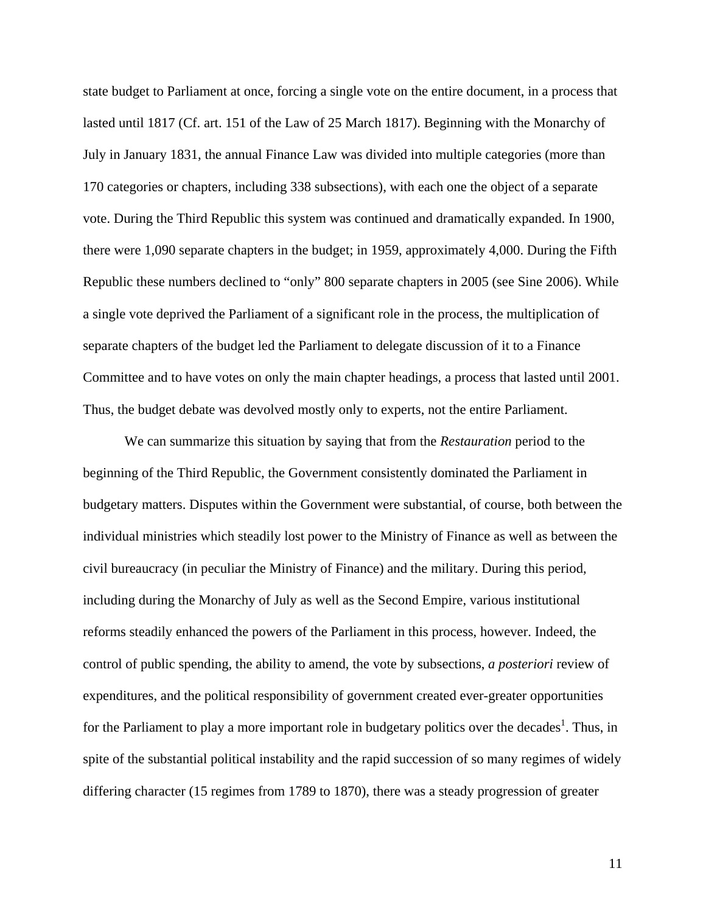state budget to Parliament at once, forcing a single vote on the entire document, in a process that lasted until 1817 (Cf. art. 151 of the Law of 25 March 1817). Beginning with the Monarchy of July in January 1831, the annual Finance Law was divided into multiple categories (more than 170 categories or chapters, including 338 subsections), with each one the object of a separate vote. During the Third Republic this system was continued and dramatically expanded. In 1900, there were 1,090 separate chapters in the budget; in 1959, approximately 4,000. During the Fifth Republic these numbers declined to "only" 800 separate chapters in 2005 (see Sine 2006). While a single vote deprived the Parliament of a significant role in the process, the multiplication of separate chapters of the budget led the Parliament to delegate discussion of it to a Finance Committee and to have votes on only the main chapter headings, a process that lasted until 2001. Thus, the budget debate was devolved mostly only to experts, not the entire Parliament.

We can summarize this situation by saying that from the *Restauration* period to the beginning of the Third Republic, the Government consistently dominated the Parliament in budgetary matters. Disputes within the Government were substantial, of course, both between the individual ministries which steadily lost power to the Ministry of Finance as well as between the civil bureaucracy (in peculiar the Ministry of Finance) and the military. During this period, including during the Monarchy of July as well as the Second Empire, various institutional reforms steadily enhanced the powers of the Parliament in this process, however. Indeed, the control of public spending, the ability to amend, the vote by subsections, *a posteriori* review of expenditures, and the political responsibility of government created ever-greater opportunities for the Parliament to play a more important role in budgetary politics over the decades[1]. Thus, in spite of the substantial political instability and the rapid succession of so many regimes of widely differing character (15 regimes from 1789 to 1870), there was a steady progression of greater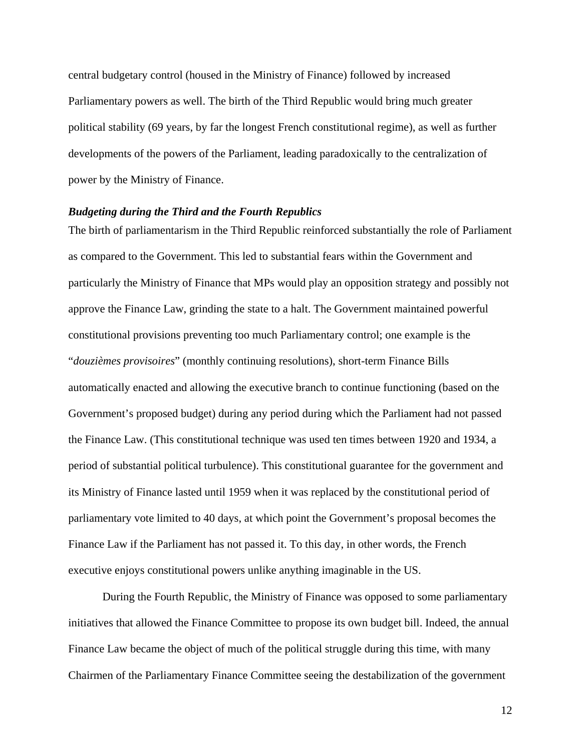central budgetary control (housed in the Ministry of Finance) followed by increased Parliamentary powers as well. The birth of the Third Republic would bring much greater political stability (69 years, by far the longest French constitutional regime), as well as further developments of the powers of the Parliament, leading paradoxically to the centralization of power by the Ministry of Finance.

***Budgeting during the Third and the Fourth Republics***

The birth of parliamentarism in the Third Republic reinforced substantially the role of Parliament as compared to the Government. This led to substantial fears within the Government and particularly the Ministry of Finance that MPs would play an opposition strategy and possibly not approve the Finance Law, grinding the state to a halt. The Government maintained powerful constitutional provisions preventing too much Parliamentary control; one example is the "*douzièmes provisoires*" (monthly continuing resolutions), short-term Finance Bills automatically enacted and allowing the executive branch to continue functioning (based on the Government's proposed budget) during any period during which the Parliament had not passed the Finance Law. (This constitutional technique was used ten times between 1920 and 1934, a period of substantial political turbulence). This constitutional guarantee for the government and its Ministry of Finance lasted until 1959 when it was replaced by the constitutional period of parliamentary vote limited to 40 days, at which point the Government's proposal becomes the Finance Law if the Parliament has not passed it. To this day, in other words, the French executive enjoys constitutional powers unlike anything imaginable in the US.

During the Fourth Republic, the Ministry of Finance was opposed to some parliamentary initiatives that allowed the Finance Committee to propose its own budget bill. Indeed, the annual Finance Law became the object of much of the political struggle during this time, with many Chairmen of the Parliamentary Finance Committee seeing the destabilization of the government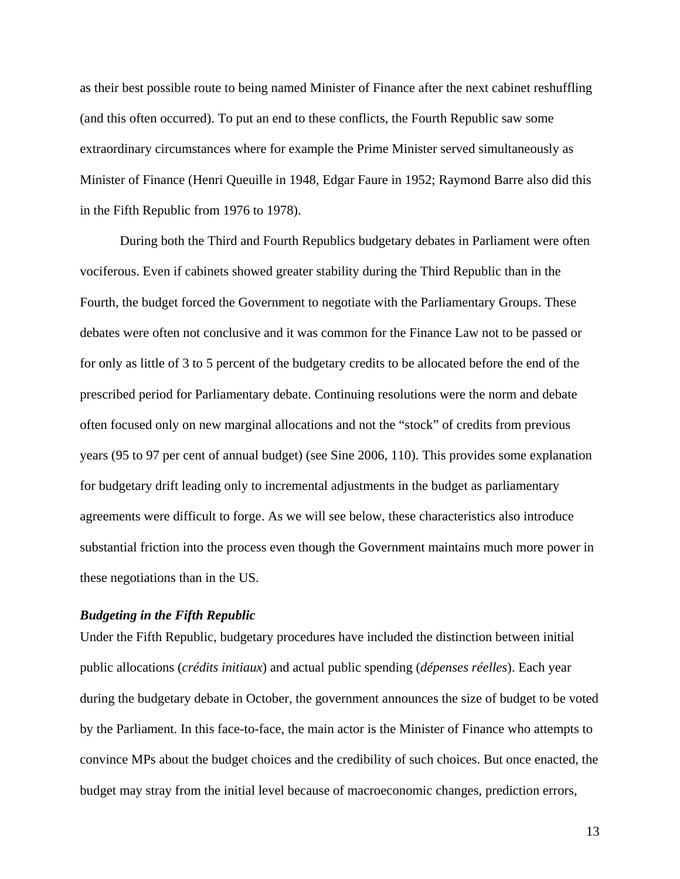as their best possible route to being named Minister of Finance after the next cabinet reshuffling (and this often occurred). To put an end to these conflicts, the Fourth Republic saw some extraordinary circumstances where for example the Prime Minister served simultaneously as Minister of Finance (Henri Queuille in 1948, Edgar Faure in 1952; Raymond Barre also did this in the Fifth Republic from 1976 to 1978).

During both the Third and Fourth Republics budgetary debates in Parliament were often vociferous. Even if cabinets showed greater stability during the Third Republic than in the Fourth, the budget forced the Government to negotiate with the Parliamentary Groups. These debates were often not conclusive and it was common for the Finance Law not to be passed or for only as little of 3 to 5 percent of the budgetary credits to be allocated before the end of the prescribed period for Parliamentary debate. Continuing resolutions were the norm and debate often focused only on new marginal allocations and not the "stock" of credits from previous years (95 to 97 per cent of annual budget) (see Sine 2006, 110). This provides some explanation for budgetary drift leading only to incremental adjustments in the budget as parliamentary agreements were difficult to forge. As we will see below, these characteristics also introduce substantial friction into the process even though the Government maintains much more power in these negotiations than in the US.

### *Budgeting in the Fifth Republic*

Under the Fifth Republic, budgetary procedures have included the distinction between initial public allocations (*crédits initiaux*) and actual public spending (*dépenses réelles*). Each year during the budgetary debate in October, the government announces the size of budget to be voted by the Parliament. In this face-to-face, the main actor is the Minister of Finance who attempts to convince MPs about the budget choices and the credibility of such choices. But once enacted, the budget may stray from the initial level because of macroeconomic changes, prediction errors,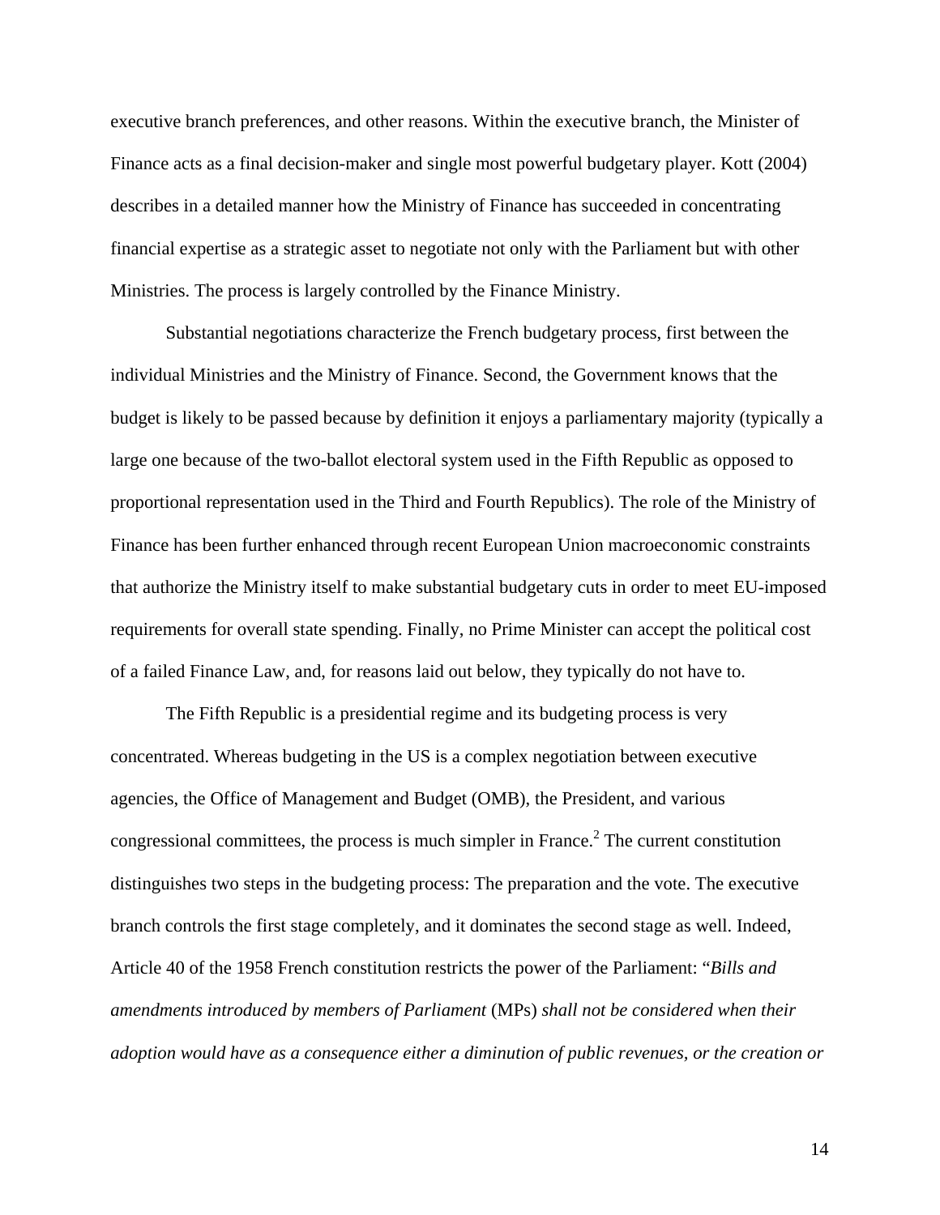executive branch preferences, and other reasons. Within the executive branch, the Minister of Finance acts as a final decision-maker and single most powerful budgetary player. Kott (2004) describes in a detailed manner how the Ministry of Finance has succeeded in concentrating financial expertise as a strategic asset to negotiate not only with the Parliament but with other Ministries. The process is largely controlled by the Finance Ministry.

Substantial negotiations characterize the French budgetary process, first between the individual Ministries and the Ministry of Finance. Second, the Government knows that the budget is likely to be passed because by definition it enjoys a parliamentary majority (typically a large one because of the two-ballot electoral system used in the Fifth Republic as opposed to proportional representation used in the Third and Fourth Republics). The role of the Ministry of Finance has been further enhanced through recent European Union macroeconomic constraints that authorize the Ministry itself to make substantial budgetary cuts in order to meet EU-imposed requirements for overall state spending. Finally, no Prime Minister can accept the political cost of a failed Finance Law, and, for reasons laid out below, they typically do not have to.

The Fifth Republic is a presidential regime and its budgeting process is very concentrated. Whereas budgeting in the US is a complex negotiation between executive agencies, the Office of Management and Budget (OMB), the President, and various congressional committees, the process is much simpler in France.[2] The current constitution distinguishes two steps in the budgeting process: The preparation and the vote. The executive branch controls the first stage completely, and it dominates the second stage as well. Indeed, Article 40 of the 1958 French constitution restricts the power of the Parliament: "*Bills and amendments introduced by members of Parliament* (MPs) *shall not be considered when their adoption would have as a consequence either a diminution of public revenues, or the creation or*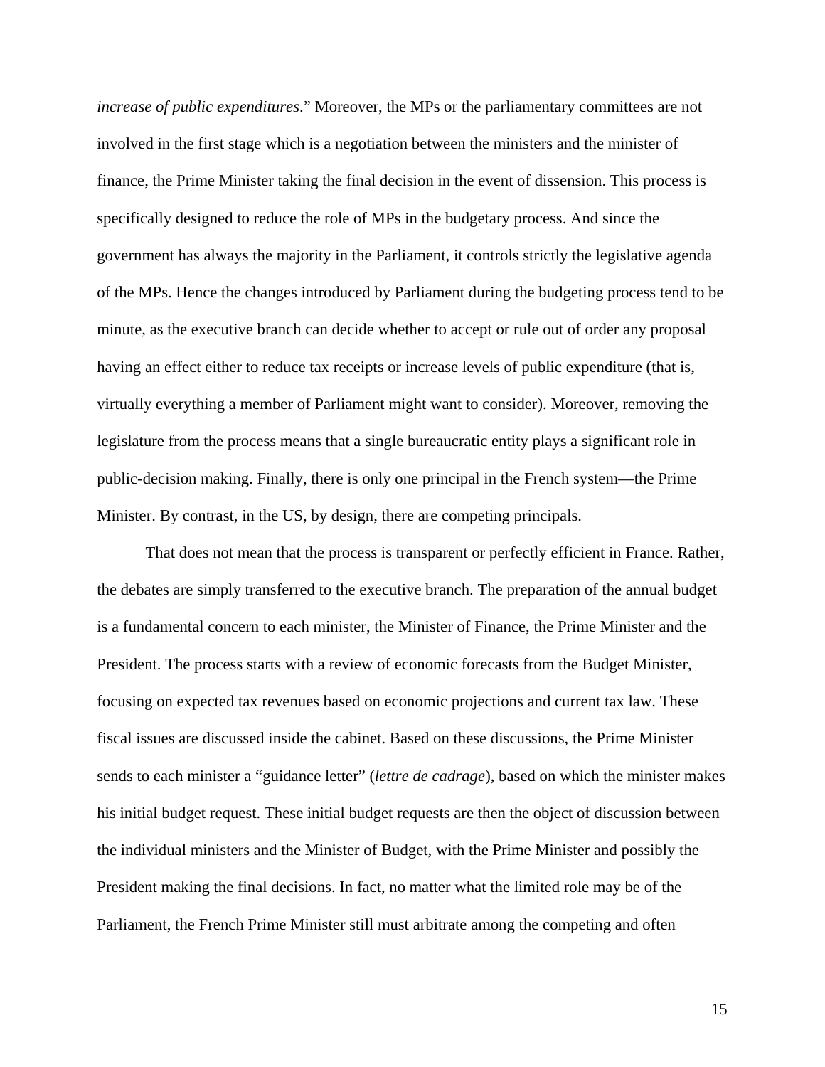*increase of public expenditures*." Moreover, the MPs or the parliamentary committees are not involved in the first stage which is a negotiation between the ministers and the minister of finance, the Prime Minister taking the final decision in the event of dissension. This process is specifically designed to reduce the role of MPs in the budgetary process. And since the government has always the majority in the Parliament, it controls strictly the legislative agenda of the MPs. Hence the changes introduced by Parliament during the budgeting process tend to be minute, as the executive branch can decide whether to accept or rule out of order any proposal having an effect either to reduce tax receipts or increase levels of public expenditure (that is, virtually everything a member of Parliament might want to consider). Moreover, removing the legislature from the process means that a single bureaucratic entity plays a significant role in public-decision making. Finally, there is only one principal in the French system—the Prime Minister. By contrast, in the US, by design, there are competing principals.

That does not mean that the process is transparent or perfectly efficient in France. Rather, the debates are simply transferred to the executive branch. The preparation of the annual budget is a fundamental concern to each minister, the Minister of Finance, the Prime Minister and the President. The process starts with a review of economic forecasts from the Budget Minister, focusing on expected tax revenues based on economic projections and current tax law. These fiscal issues are discussed inside the cabinet. Based on these discussions, the Prime Minister sends to each minister a "guidance letter" (*lettre de cadrage*), based on which the minister makes his initial budget request. These initial budget requests are then the object of discussion between the individual ministers and the Minister of Budget, with the Prime Minister and possibly the President making the final decisions. In fact, no matter what the limited role may be of the Parliament, the French Prime Minister still must arbitrate among the competing and often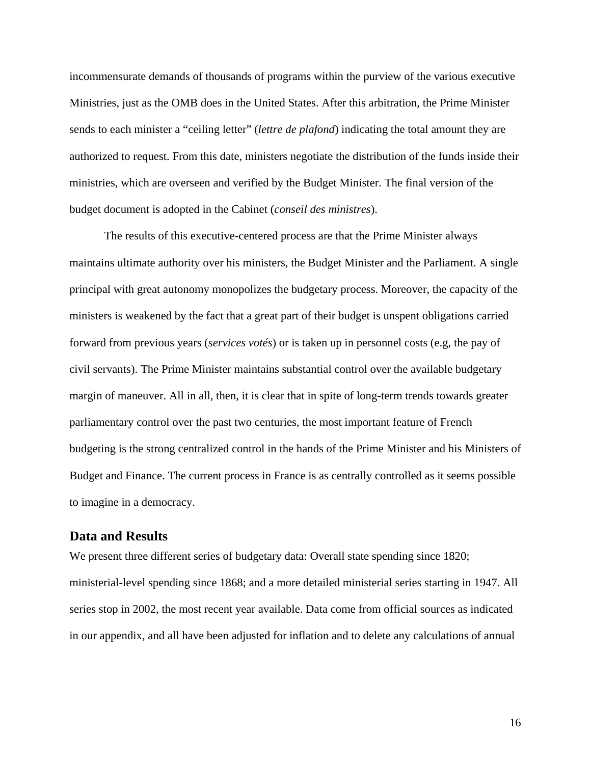incommensurate demands of thousands of programs within the purview of the various executive Ministries, just as the OMB does in the United States. After this arbitration, the Prime Minister sends to each minister a "ceiling letter" (*lettre de plafond*) indicating the total amount they are authorized to request. From this date, ministers negotiate the distribution of the funds inside their ministries, which are overseen and verified by the Budget Minister. The final version of the budget document is adopted in the Cabinet (*conseil des ministres*).

The results of this executive-centered process are that the Prime Minister always maintains ultimate authority over his ministers, the Budget Minister and the Parliament. A single principal with great autonomy monopolizes the budgetary process. Moreover, the capacity of the ministers is weakened by the fact that a great part of their budget is unspent obligations carried forward from previous years (*services votés*) or is taken up in personnel costs (e.g, the pay of civil servants). The Prime Minister maintains substantial control over the available budgetary margin of maneuver. All in all, then, it is clear that in spite of long-term trends towards greater parliamentary control over the past two centuries, the most important feature of French budgeting is the strong centralized control in the hands of the Prime Minister and his Ministers of Budget and Finance. The current process in France is as centrally controlled as it seems possible to imagine in a democracy.

## Data and Results

We present three different series of budgetary data: Overall state spending since 1820; ministerial-level spending since 1868; and a more detailed ministerial series starting in 1947. All series stop in 2002, the most recent year available. Data come from official sources as indicated in our appendix, and all have been adjusted for inflation and to delete any calculations of annual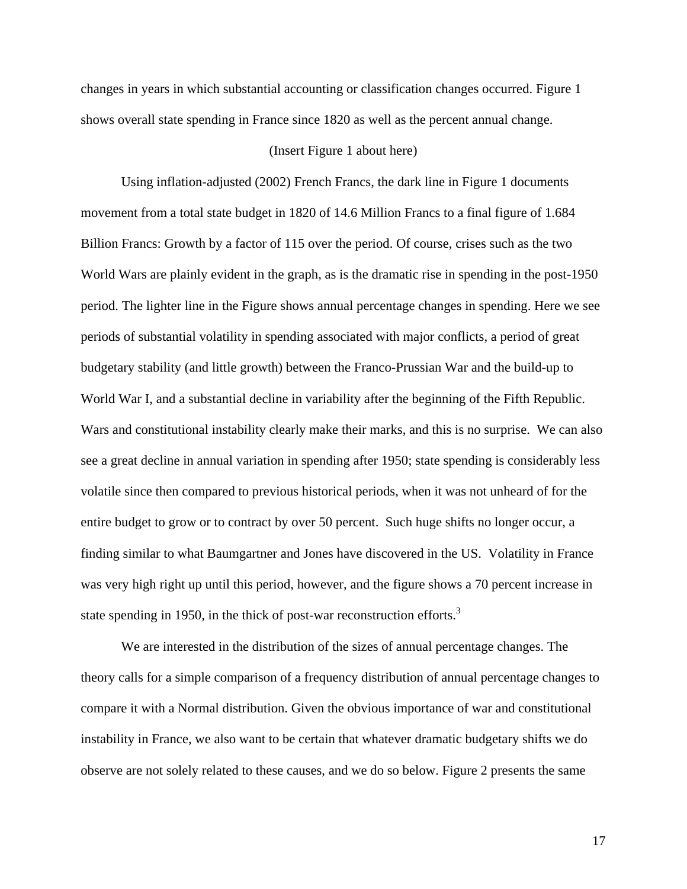changes in years in which substantial accounting or classification changes occurred. Figure 1 shows overall state spending in France since 1820 as well as the percent annual change.

(Insert Figure 1 about here)

Using inflation-adjusted (2002) French Francs, the dark line in Figure 1 documents movement from a total state budget in 1820 of 14.6 Million Francs to a final figure of 1.684 Billion Francs: Growth by a factor of 115 over the period. Of course, crises such as the two World Wars are plainly evident in the graph, as is the dramatic rise in spending in the post-1950 period. The lighter line in the Figure shows annual percentage changes in spending. Here we see periods of substantial volatility in spending associated with major conflicts, a period of great budgetary stability (and little growth) between the Franco-Prussian War and the build-up to World War I, and a substantial decline in variability after the beginning of the Fifth Republic. Wars and constitutional instability clearly make their marks, and this is no surprise. We can also see a great decline in annual variation in spending after 1950; state spending is considerably less volatile since then compared to previous historical periods, when it was not unheard of for the entire budget to grow or to contract by over 50 percent. Such huge shifts no longer occur, a finding similar to what Baumgartner and Jones have discovered in the US. Volatility in France was very high right up until this period, however, and the figure shows a 70 percent increase in state spending in 1950, in the thick of post-war reconstruction efforts.[3]

We are interested in the distribution of the sizes of annual percentage changes. The theory calls for a simple comparison of a frequency distribution of annual percentage changes to compare it with a Normal distribution. Given the obvious importance of war and constitutional instability in France, we also want to be certain that whatever dramatic budgetary shifts we do observe are not solely related to these causes, and we do so below. Figure 2 presents the same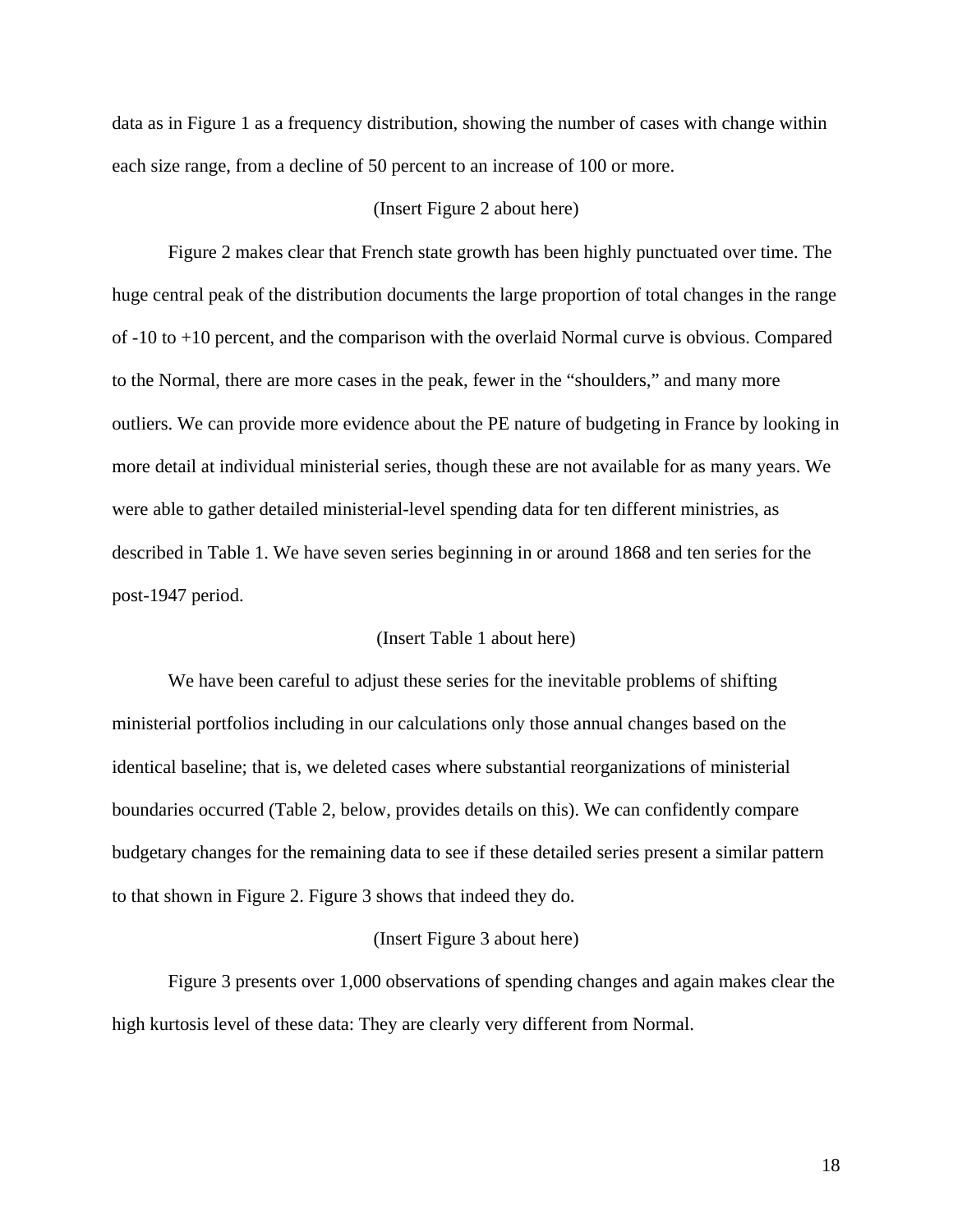data as in Figure 1 as a frequency distribution, showing the number of cases with change within each size range, from a decline of 50 percent to an increase of 100 or more.

(Insert Figure 2 about here)

Figure 2 makes clear that French state growth has been highly punctuated over time. The huge central peak of the distribution documents the large proportion of total changes in the range of -10 to +10 percent, and the comparison with the overlaid Normal curve is obvious. Compared to the Normal, there are more cases in the peak, fewer in the "shoulders," and many more outliers. We can provide more evidence about the PE nature of budgeting in France by looking in more detail at individual ministerial series, though these are not available for as many years. We were able to gather detailed ministerial-level spending data for ten different ministries, as described in Table 1. We have seven series beginning in or around 1868 and ten series for the post-1947 period.

(Insert Table 1 about here)

We have been careful to adjust these series for the inevitable problems of shifting ministerial portfolios including in our calculations only those annual changes based on the identical baseline; that is, we deleted cases where substantial reorganizations of ministerial boundaries occurred (Table 2, below, provides details on this). We can confidently compare budgetary changes for the remaining data to see if these detailed series present a similar pattern to that shown in Figure 2. Figure 3 shows that indeed they do.

(Insert Figure 3 about here)

Figure 3 presents over 1,000 observations of spending changes and again makes clear the high kurtosis level of these data: They are clearly very different from Normal.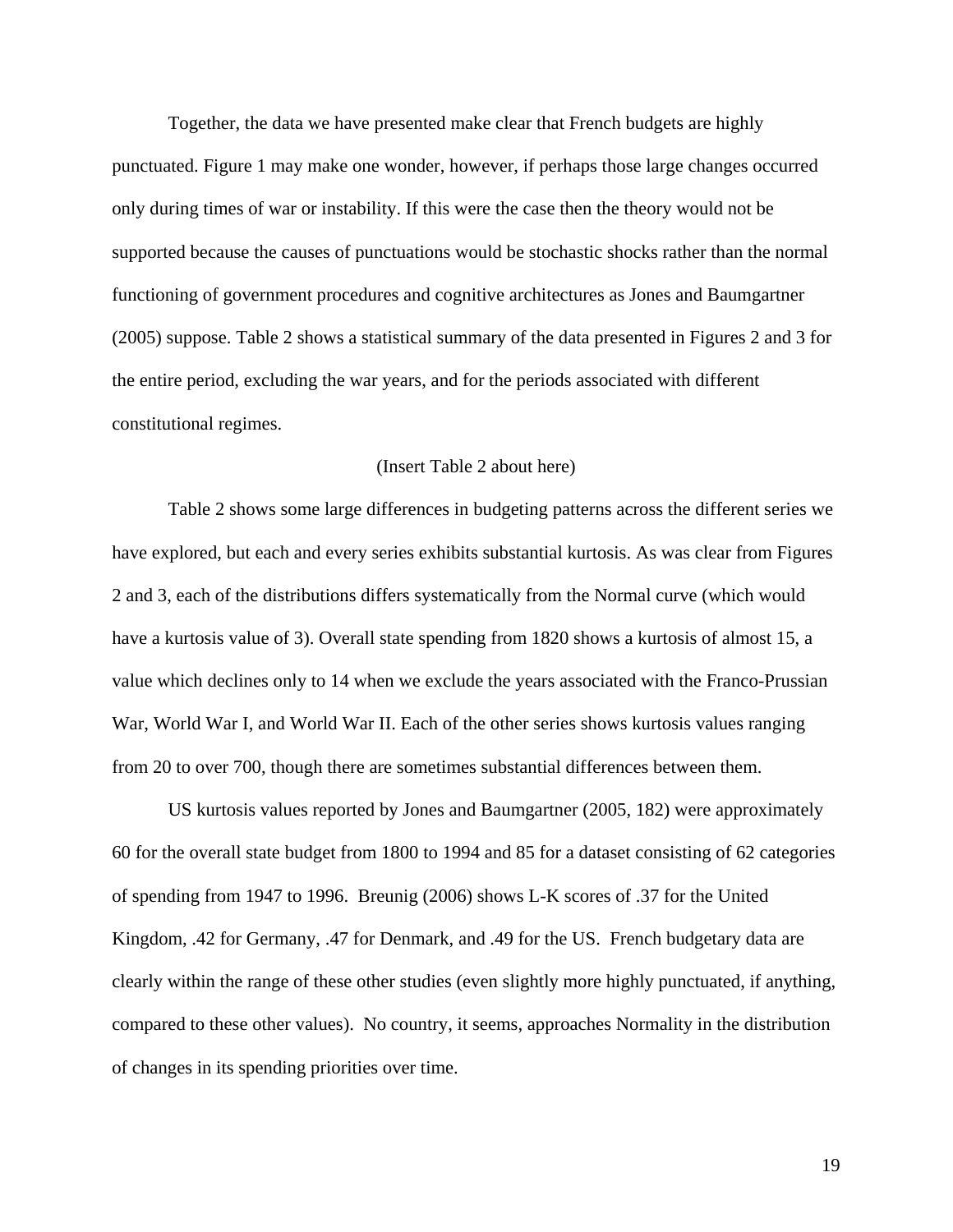Together, the data we have presented make clear that French budgets are highly punctuated. Figure 1 may make one wonder, however, if perhaps those large changes occurred only during times of war or instability. If this were the case then the theory would not be supported because the causes of punctuations would be stochastic shocks rather than the normal functioning of government procedures and cognitive architectures as Jones and Baumgartner (2005) suppose. Table 2 shows a statistical summary of the data presented in Figures 2 and 3 for the entire period, excluding the war years, and for the periods associated with different constitutional regimes.

(Insert Table 2 about here)

Table 2 shows some large differences in budgeting patterns across the different series we have explored, but each and every series exhibits substantial kurtosis. As was clear from Figures 2 and 3, each of the distributions differs systematically from the Normal curve (which would have a kurtosis value of 3). Overall state spending from 1820 shows a kurtosis of almost 15, a value which declines only to 14 when we exclude the years associated with the Franco-Prussian War, World War I, and World War II. Each of the other series shows kurtosis values ranging from 20 to over 700, though there are sometimes substantial differences between them.

US kurtosis values reported by Jones and Baumgartner (2005, 182) were approximately 60 for the overall state budget from 1800 to 1994 and 85 for a dataset consisting of 62 categories of spending from 1947 to 1996. Breunig (2006) shows L-K scores of .37 for the United Kingdom, .42 for Germany, .47 for Denmark, and .49 for the US. French budgetary data are clearly within the range of these other studies (even slightly more highly punctuated, if anything, compared to these other values). No country, it seems, approaches Normality in the distribution of changes in its spending priorities over time.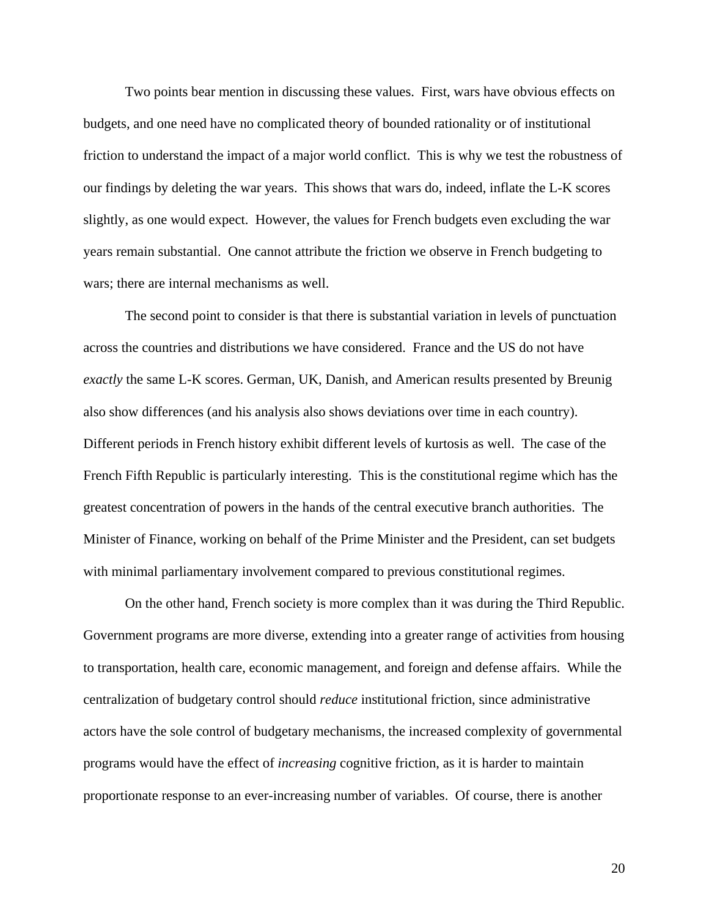Two points bear mention in discussing these values. First, wars have obvious effects on budgets, and one need have no complicated theory of bounded rationality or of institutional friction to understand the impact of a major world conflict. This is why we test the robustness of our findings by deleting the war years. This shows that wars do, indeed, inflate the L-K scores slightly, as one would expect. However, the values for French budgets even excluding the war years remain substantial. One cannot attribute the friction we observe in French budgeting to wars; there are internal mechanisms as well.

The second point to consider is that there is substantial variation in levels of punctuation across the countries and distributions we have considered. France and the US do not have *exactly* the same L-K scores. German, UK, Danish, and American results presented by Breunig also show differences (and his analysis also shows deviations over time in each country). Different periods in French history exhibit different levels of kurtosis as well. The case of the French Fifth Republic is particularly interesting. This is the constitutional regime which has the greatest concentration of powers in the hands of the central executive branch authorities. The Minister of Finance, working on behalf of the Prime Minister and the President, can set budgets with minimal parliamentary involvement compared to previous constitutional regimes.

On the other hand, French society is more complex than it was during the Third Republic. Government programs are more diverse, extending into a greater range of activities from housing to transportation, health care, economic management, and foreign and defense affairs. While the centralization of budgetary control should *reduce* institutional friction, since administrative actors have the sole control of budgetary mechanisms, the increased complexity of governmental programs would have the effect of *increasing* cognitive friction, as it is harder to maintain proportionate response to an ever-increasing number of variables. Of course, there is another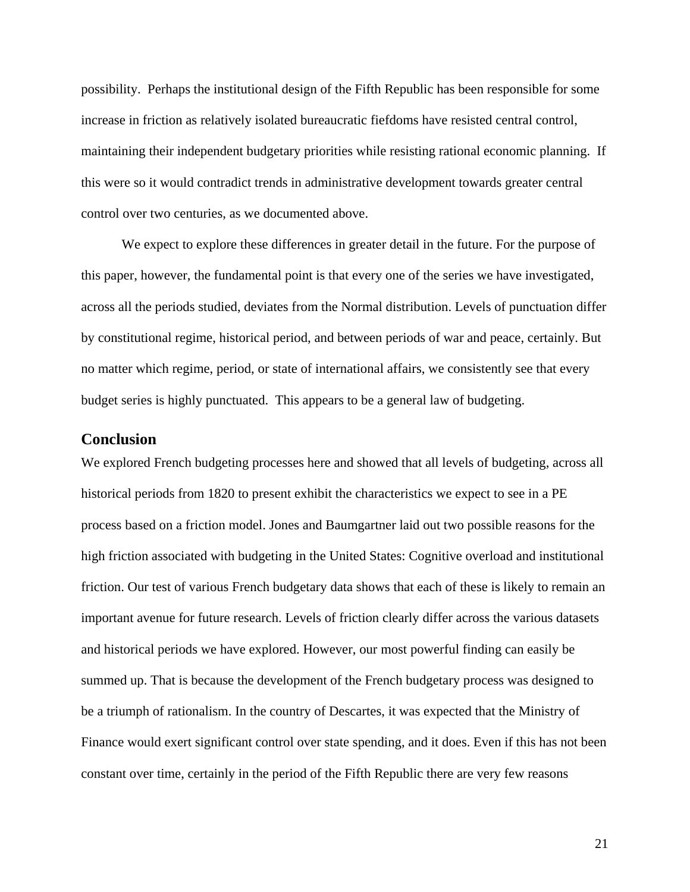possibility. Perhaps the institutional design of the Fifth Republic has been responsible for some increase in friction as relatively isolated bureaucratic fiefdoms have resisted central control, maintaining their independent budgetary priorities while resisting rational economic planning. If this were so it would contradict trends in administrative development towards greater central control over two centuries, as we documented above.

We expect to explore these differences in greater detail in the future. For the purpose of this paper, however, the fundamental point is that every one of the series we have investigated, across all the periods studied, deviates from the Normal distribution. Levels of punctuation differ by constitutional regime, historical period, and between periods of war and peace, certainly. But no matter which regime, period, or state of international affairs, we consistently see that every budget series is highly punctuated. This appears to be a general law of budgeting.

## Conclusion

We explored French budgeting processes here and showed that all levels of budgeting, across all historical periods from 1820 to present exhibit the characteristics we expect to see in a PE process based on a friction model. Jones and Baumgartner laid out two possible reasons for the high friction associated with budgeting in the United States: Cognitive overload and institutional friction. Our test of various French budgetary data shows that each of these is likely to remain an important avenue for future research. Levels of friction clearly differ across the various datasets and historical periods we have explored. However, our most powerful finding can easily be summed up. That is because the development of the French budgetary process was designed to be a triumph of rationalism. In the country of Descartes, it was expected that the Ministry of Finance would exert significant control over state spending, and it does. Even if this has not been constant over time, certainly in the period of the Fifth Republic there are very few reasons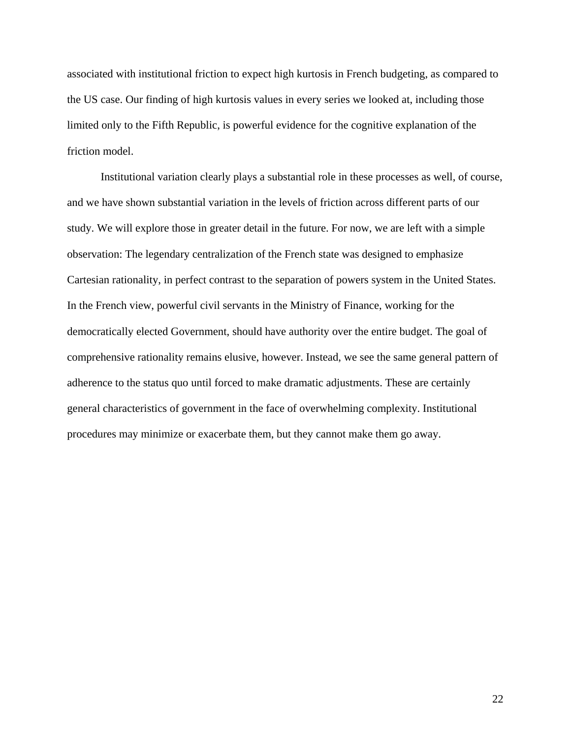associated with institutional friction to expect high kurtosis in French budgeting, as compared to the US case. Our finding of high kurtosis values in every series we looked at, including those limited only to the Fifth Republic, is powerful evidence for the cognitive explanation of the friction model.

Institutional variation clearly plays a substantial role in these processes as well, of course, and we have shown substantial variation in the levels of friction across different parts of our study. We will explore those in greater detail in the future. For now, we are left with a simple observation: The legendary centralization of the French state was designed to emphasize Cartesian rationality, in perfect contrast to the separation of powers system in the United States. In the French view, powerful civil servants in the Ministry of Finance, working for the democratically elected Government, should have authority over the entire budget. The goal of comprehensive rationality remains elusive, however. Instead, we see the same general pattern of adherence to the status quo until forced to make dramatic adjustments. These are certainly general characteristics of government in the face of overwhelming complexity. Institutional procedures may minimize or exacerbate them, but they cannot make them go away.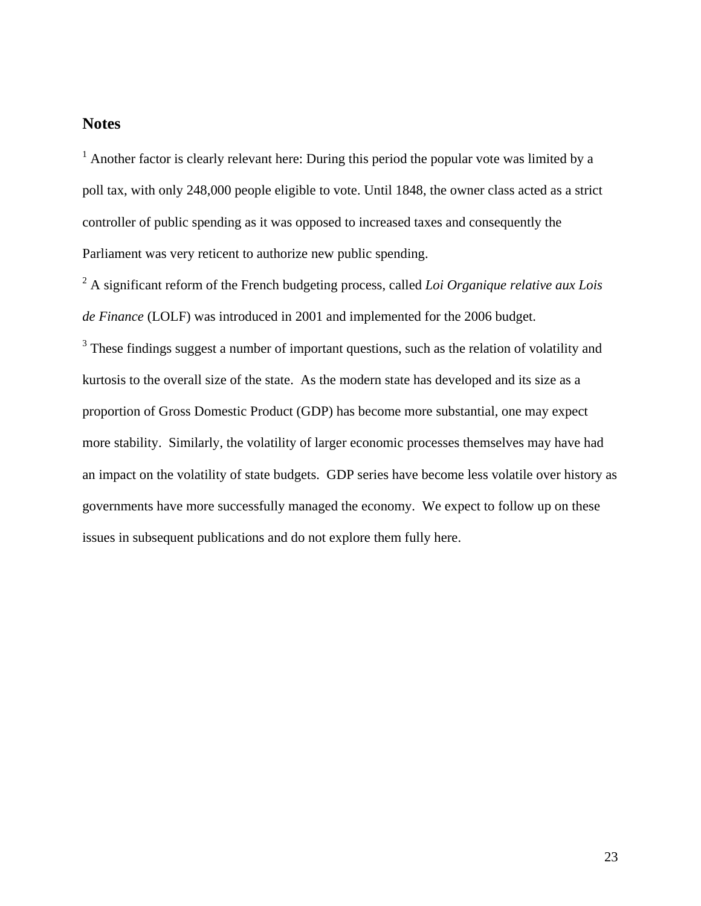## Notes

[1] Another factor is clearly relevant here: During this period the popular vote was limited by a poll tax, with only 248,000 people eligible to vote. Until 1848, the owner class acted as a strict controller of public spending as it was opposed to increased taxes and consequently the Parliament was very reticent to authorize new public spending.

[2] A significant reform of the French budgeting process, called *Loi Organique relative aux Lois de Finance* (LOLF) was introduced in 2001 and implemented for the 2006 budget.

[3] These findings suggest a number of important questions, such as the relation of volatility and kurtosis to the overall size of the state. As the modern state has developed and its size as a proportion of Gross Domestic Product (GDP) has become more substantial, one may expect more stability. Similarly, the volatility of larger economic processes themselves may have had an impact on the volatility of state budgets. GDP series have become less volatile over history as governments have more successfully managed the economy. We expect to follow up on these issues in subsequent publications and do not explore them fully here.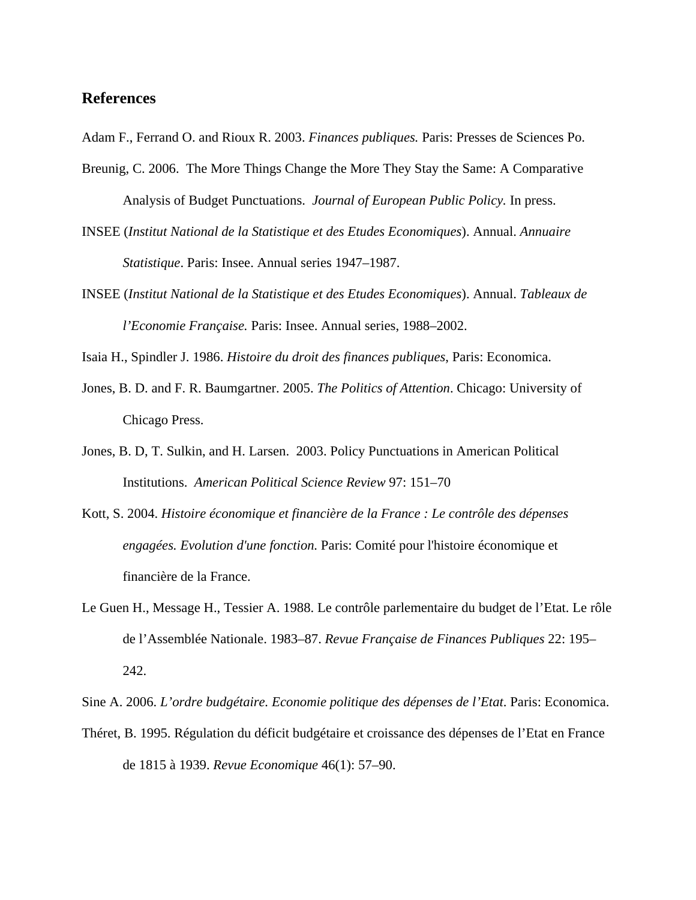## References

Adam F., Ferrand O. and Rioux R. 2003. *Finances publiques.* Paris: Presses de Sciences Po.

Breunig, C. 2006. The More Things Change the More They Stay the Same: A Comparative Analysis of Budget Punctuations. *Journal of European Public Policy.* In press.

INSEE (*Institut National de la Statistique et des Etudes Economiques*). Annual. *Annuaire Statistique*. Paris: Insee. Annual series 1947–1987.

INSEE (*Institut National de la Statistique et des Etudes Economiques*). Annual. *Tableaux de l'Economie Française.* Paris: Insee. Annual series, 1988–2002.

Isaia H., Spindler J. 1986. *Histoire du droit des finances publiques*, Paris: Economica.

Jones, B. D. and F. R. Baumgartner. 2005. *The Politics of Attention*. Chicago: University of Chicago Press.

Jones, B. D, T. Sulkin, and H. Larsen. 2003. Policy Punctuations in American Political Institutions. *American Political Science Review* 97: 151–70

Kott, S. 2004. *Histoire économique et financière de la France : Le contrôle des dépenses engagées. Evolution d'une fonction.* Paris: Comité pour l'histoire économique et financière de la France.

Le Guen H., Message H., Tessier A. 1988. Le contrôle parlementaire du budget de l'Etat. Le rôle de l'Assemblée Nationale. 1983–87. *Revue Française de Finances Publiques* 22: 195–242.

Sine A. 2006. *L'ordre budgétaire*. *Economie politique des dépenses de l'Etat*. Paris: Economica.

Théret, B. 1995. Régulation du déficit budgétaire et croissance des dépenses de l'Etat en France de 1815 à 1939. *Revue Economique* 46(1): 57–90.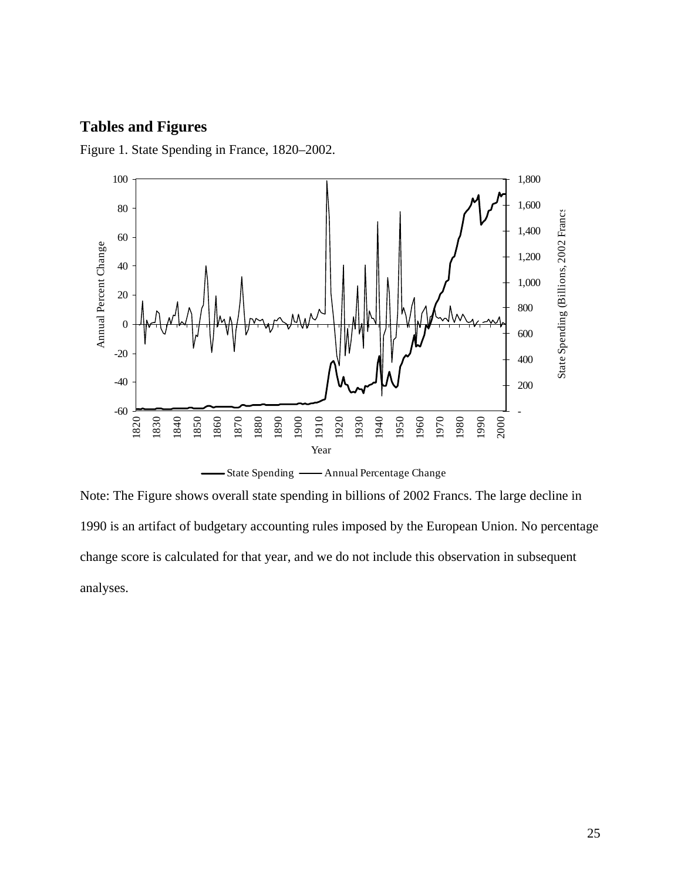## Tables and Figures

Figure 1. State Spending in France, 1820–2002.

Note: The Figure shows overall state spending in billions of 2002 Francs. The large decline in 1990 is an artifact of budgetary accounting rules imposed by the European Union. No percentage change score is calculated for that year, and we do not include this observation in subsequent analyses.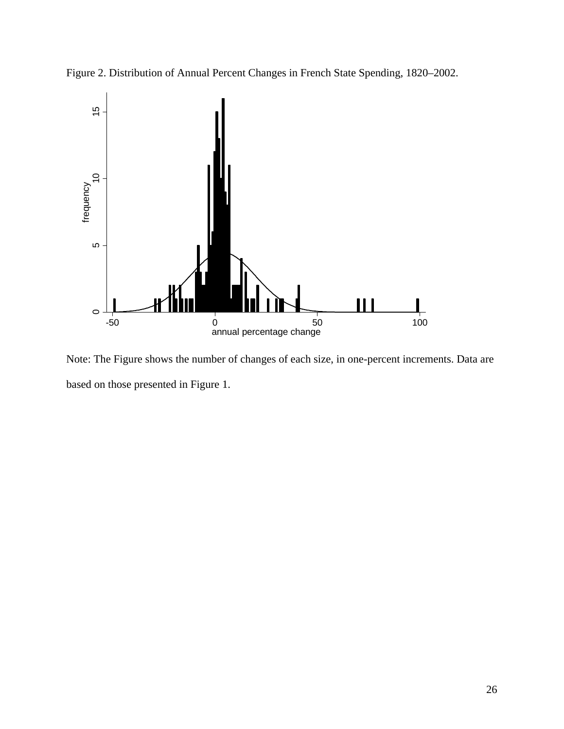Figure 2. Distribution of Annual Percent Changes in French State Spending, 1820–2002.

Note: The Figure shows the number of changes of each size, in one-percent increments. Data are based on those presented in Figure 1.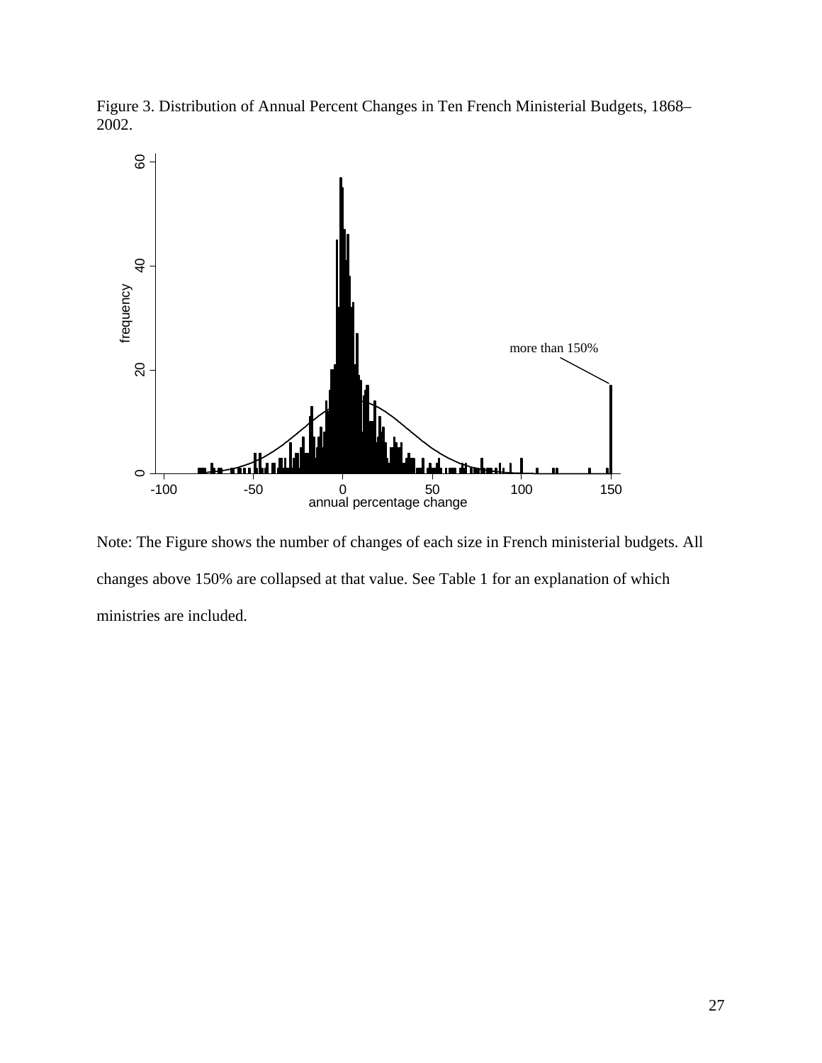Figure 3. Distribution of Annual Percent Changes in Ten French Ministerial Budgets, 1868–2002.

Note: The Figure shows the number of changes of each size in French ministerial budgets. All changes above 150% are collapsed at that value. See Table 1 for an explanation of which ministries are included.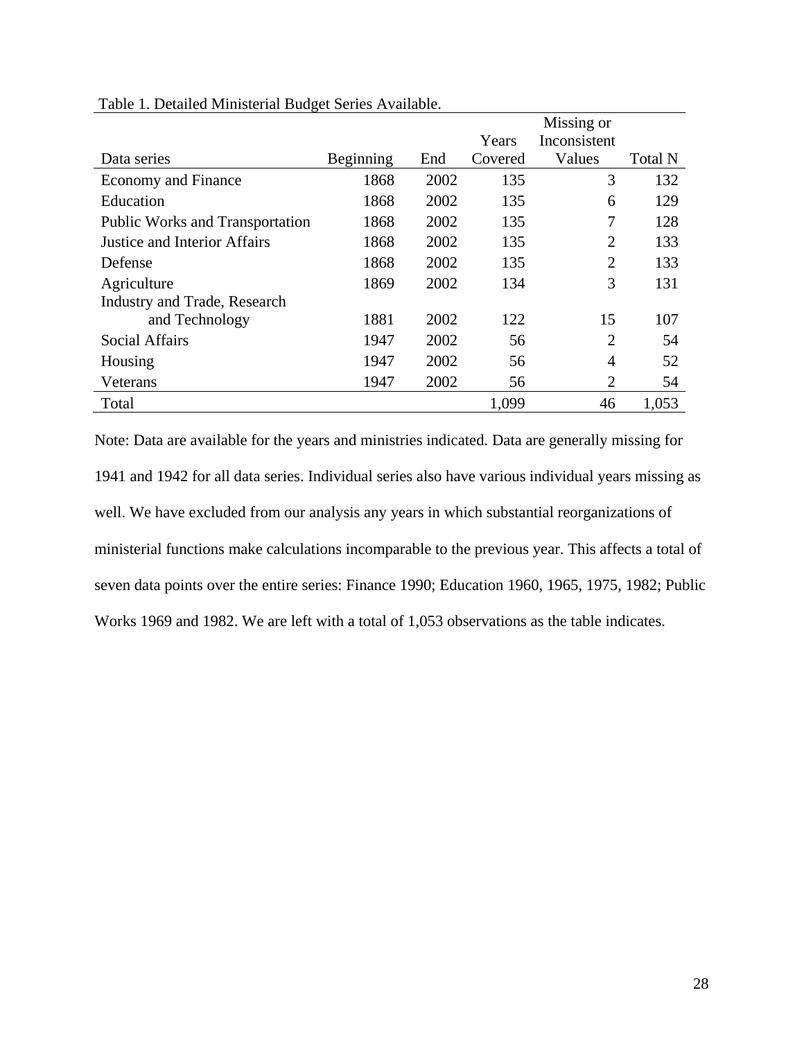Table 1. Detailed Ministerial Budget Series Available.

| Data series | Beginning | End | Years Covered | Missing or Inconsistent Values | Total N |
|---|---|---|---|---|---|
| Economy and Finance | 1868 | 2002 | 135 | 3 | 132 |
| Education | 1868 | 2002 | 135 | 6 | 129 |
| Public Works and Transportation | 1868 | 2002 | 135 | 7 | 128 |
| Justice and Interior Affairs | 1868 | 2002 | 135 | 2 | 133 |
| Defense | 1868 | 2002 | 135 | 2 | 133 |
| Agriculture | 1869 | 2002 | 134 | 3 | 131 |
| Industry and Trade, Research and Technology | 1881 | 2002 | 122 | 15 | 107 |
| Social Affairs | 1947 | 2002 | 56 | 2 | 54 |
| Housing | 1947 | 2002 | 56 | 4 | 52 |
| Veterans | 1947 | 2002 | 56 | 2 | 54 |
| Total | | | 1,099 | 46 | 1,053 |

Note: Data are available for the years and ministries indicated. Data are generally missing for 1941 and 1942 for all data series. Individual series also have various individual years missing as well. We have excluded from our analysis any years in which substantial reorganizations of ministerial functions make calculations incomparable to the previous year. This affects a total of seven data points over the entire series: Finance 1990; Education 1960, 1965, 1975, 1982; Public Works 1969 and 1982. We are left with a total of 1,053 observations as the table indicates.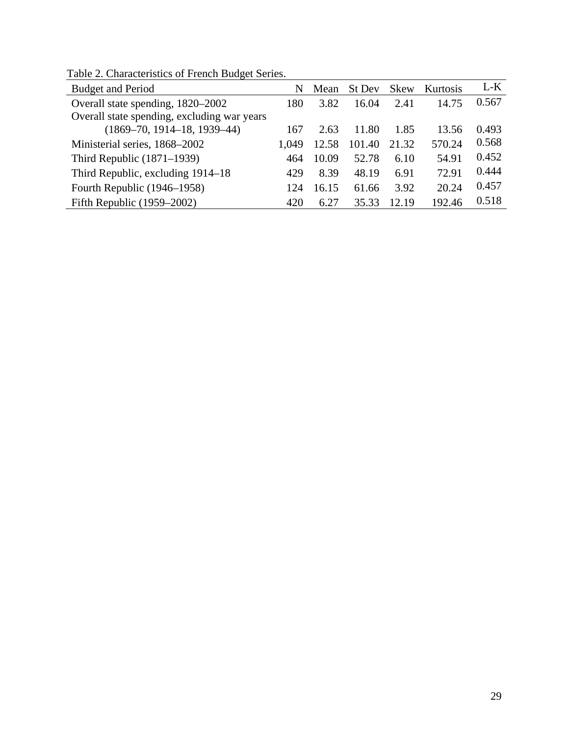Table 2. Characteristics of French Budget Series.

| Budget and Period | N | Mean | St Dev | Skew | Kurtosis | L-K |
|---|---|---|---|---|---|---|
| Overall state spending, 1820–2002 | 180 | 3.82 | 16.04 | 2.41 | 14.75 | 0.567 |
| Overall state spending, excluding war years (1869–70, 1914–18, 1939–44) | 167 | 2.63 | 11.80 | 1.85 | 13.56 | 0.493 |
| Ministerial series, 1868–2002 | 1,049 | 12.58 | 101.40 | 21.32 | 570.24 | 0.568 |
| Third Republic (1871–1939) | 464 | 10.09 | 52.78 | 6.10 | 54.91 | 0.452 |
| Third Republic, excluding 1914–18 | 429 | 8.39 | 48.19 | 6.91 | 72.91 | 0.444 |
| Fourth Republic (1946–1958) | 124 | 16.15 | 61.66 | 3.92 | 20.24 | 0.457 |
| Fifth Republic (1959–2002) | 420 | 6.27 | 35.33 | 12.19 | 192.46 | 0.518 |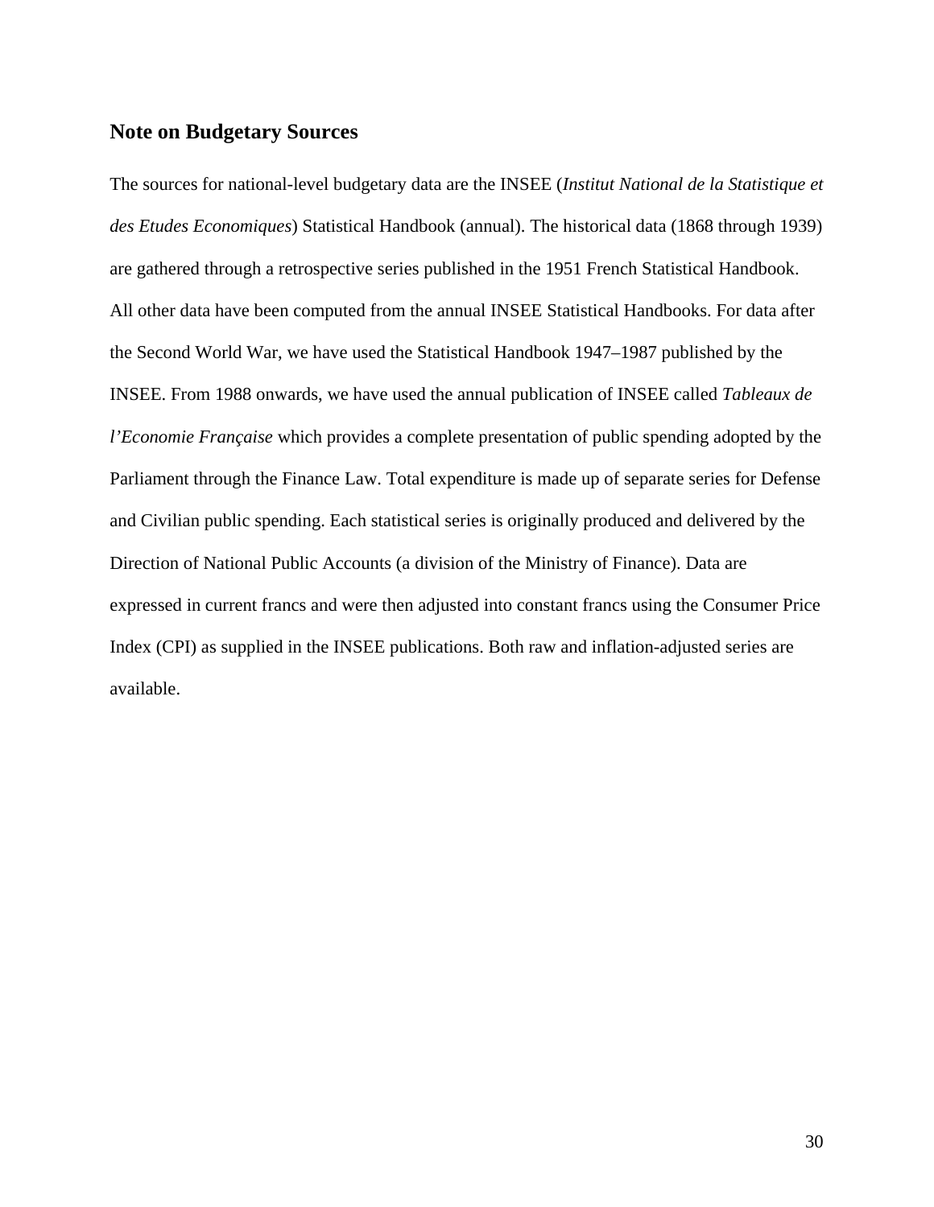## Note on Budgetary Sources

The sources for national-level budgetary data are the INSEE (*Institut National de la Statistique et des Etudes Economiques*) Statistical Handbook (annual). The historical data (1868 through 1939) are gathered through a retrospective series published in the 1951 French Statistical Handbook. All other data have been computed from the annual INSEE Statistical Handbooks. For data after the Second World War, we have used the Statistical Handbook 1947–1987 published by the INSEE. From 1988 onwards, we have used the annual publication of INSEE called *Tableaux de l'Economie Française* which provides a complete presentation of public spending adopted by the Parliament through the Finance Law. Total expenditure is made up of separate series for Defense and Civilian public spending. Each statistical series is originally produced and delivered by the Direction of National Public Accounts (a division of the Ministry of Finance). Data are expressed in current francs and were then adjusted into constant francs using the Consumer Price Index (CPI) as supplied in the INSEE publications. Both raw and inflation-adjusted series are available.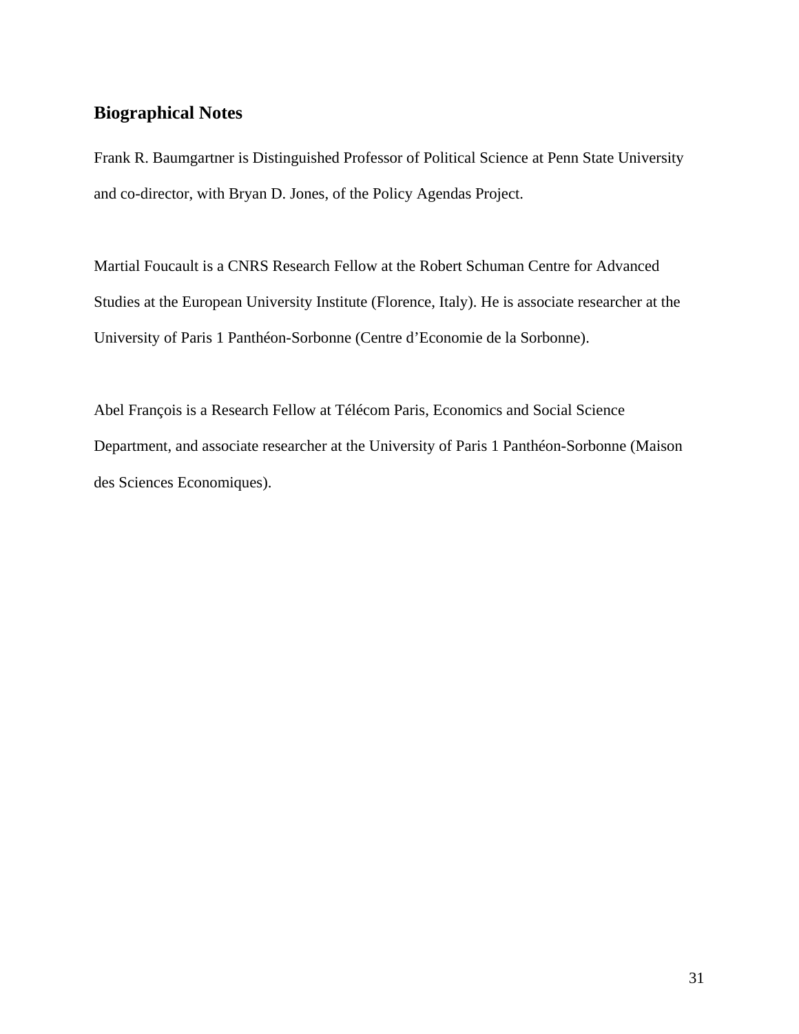## Biographical Notes

Frank R. Baumgartner is Distinguished Professor of Political Science at Penn State University and co-director, with Bryan D. Jones, of the Policy Agendas Project.

Martial Foucault is a CNRS Research Fellow at the Robert Schuman Centre for Advanced Studies at the European University Institute (Florence, Italy). He is associate researcher at the University of Paris 1 Panthéon-Sorbonne (Centre d'Economie de la Sorbonne).

Abel François is a Research Fellow at Télécom Paris, Economics and Social Science Department, and associate researcher at the University of Paris 1 Panthéon-Sorbonne (Maison des Sciences Economiques).